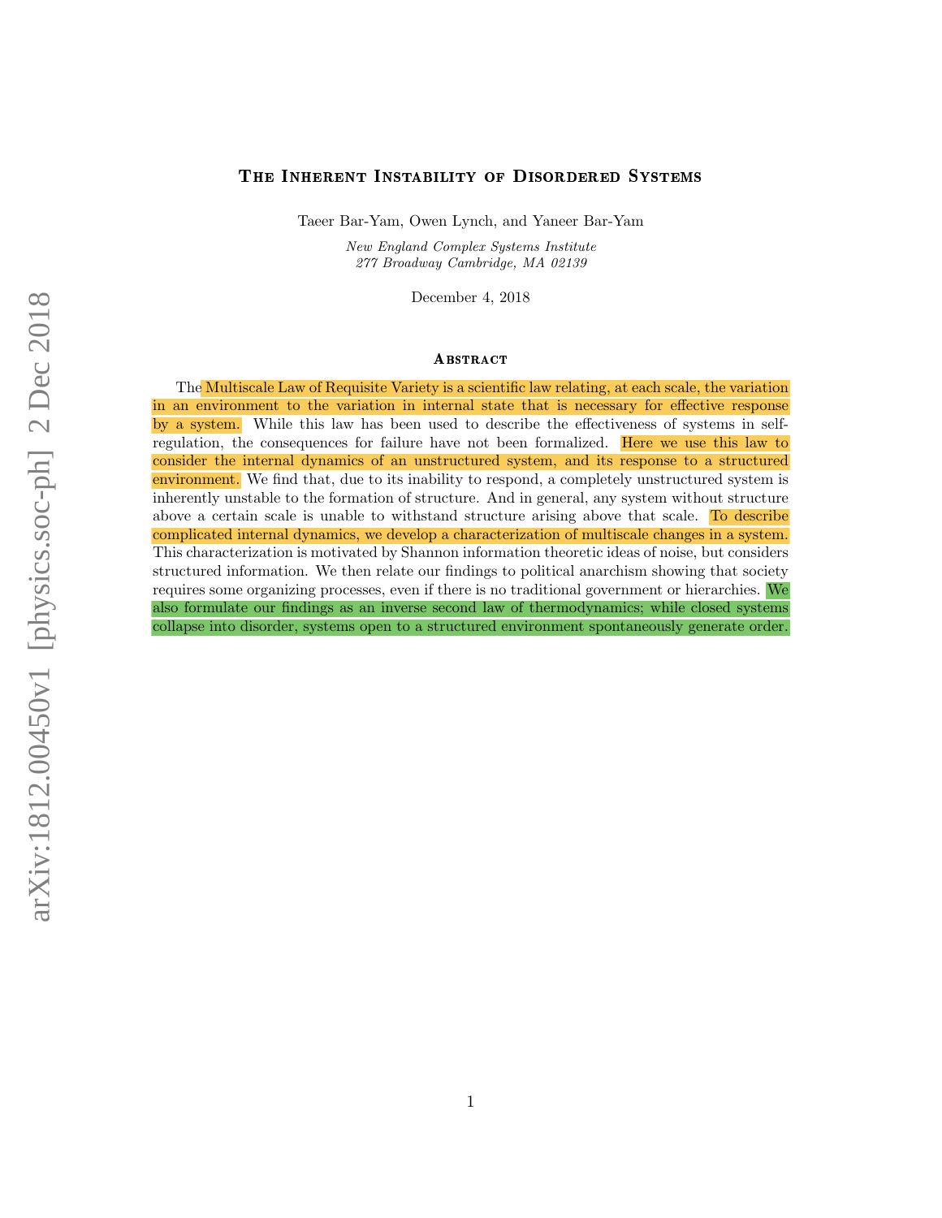# The Inherent Instability of Disordered Systems

Taeer Bar-Yam, Owen Lynch, and Yaneer Bar-Yam

*New England Complex Systems Institute*
*277 Broadway Cambridge, MA 02139*

December 4, 2018

## Abstract

The Multiscale Law of Requisite Variety is a scientific law relating, at each scale, the variation in an environment to the variation in internal state that is necessary for effective response by a system. While this law has been used to describe the effectiveness of systems in self-regulation, the consequences for failure have not been formalized. Here we use this law to consider the internal dynamics of an unstructured system, and its response to a structured environment. We find that, due to its inability to respond, a completely unstructured system is inherently unstable to the formation of structure. And in general, any system without structure above a certain scale is unable to withstand structure arising above that scale. To describe complicated internal dynamics, we develop a characterization of multiscale changes in a system. This characterization is motivated by Shannon information theoretic ideas of noise, but considers structured information. We then relate our findings to political anarchism showing that society requires some organizing processes, even if there is no traditional government or hierarchies. We also formulate our findings as an inverse second law of thermodynamics; while closed systems collapse into disorder, systems open to a structured environment spontaneously generate order.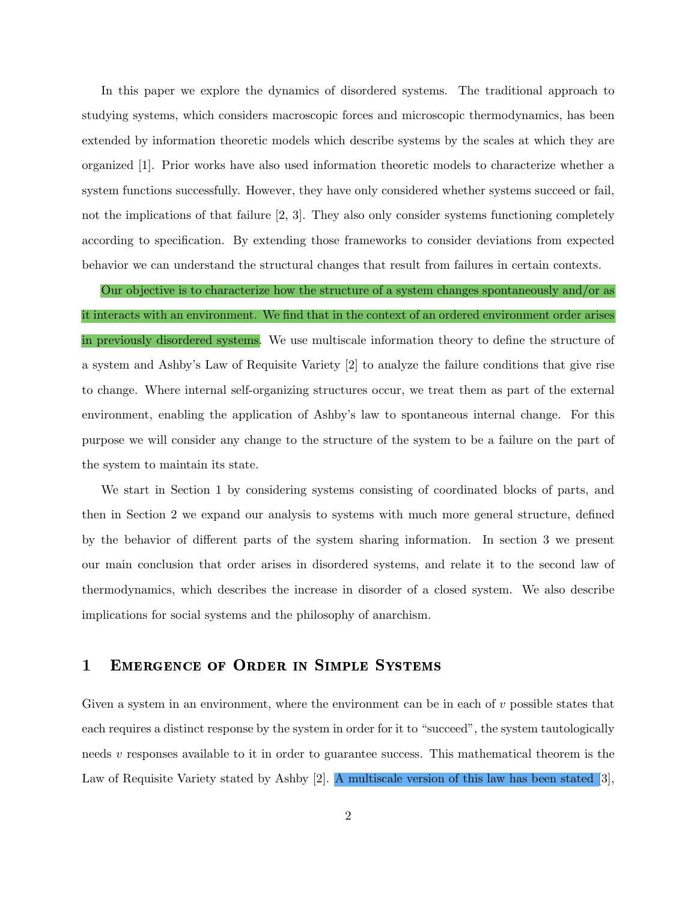In this paper we explore the dynamics of disordered systems. The traditional approach to studying systems, which considers macroscopic forces and microscopic thermodynamics, has been extended by information theoretic models which describe systems by the scales at which they are organized [1]. Prior works have also used information theoretic models to characterize whether a system functions successfully. However, they have only considered whether systems succeed or fail, not the implications of that failure [2, 3]. They also only consider systems functioning completely according to specification. By extending those frameworks to consider deviations from expected behavior we can understand the structural changes that result from failures in certain contexts.

Our objective is to characterize how the structure of a system changes spontaneously and/or as it interacts with an environment. We find that in the context of an ordered environment order arises in previously disordered systems. We use multiscale information theory to define the structure of a system and Ashby's Law of Requisite Variety [2] to analyze the failure conditions that give rise to change. Where internal self-organizing structures occur, we treat them as part of the external environment, enabling the application of Ashby's law to spontaneous internal change. For this purpose we will consider any change to the structure of the system to be a failure on the part of the system to maintain its state.

We start in Section 1 by considering systems consisting of coordinated blocks of parts, and then in Section 2 we expand our analysis to systems with much more general structure, defined by the behavior of different parts of the system sharing information. In section 3 we present our main conclusion that order arises in disordered systems, and relate it to the second law of thermodynamics, which describes the increase in disorder of a closed system. We also describe implications for social systems and the philosophy of anarchism.

## 1 Emergence of Order in Simple Systems

Given a system in an environment, where the environment can be in each of $v$ possible states that each requires a distinct response by the system in order for it to "succeed", the system tautologically needs $v$ responses available to it in order to guarantee success. This mathematical theorem is the Law of Requisite Variety stated by Ashby [2]. A multiscale version of this law has been stated [3],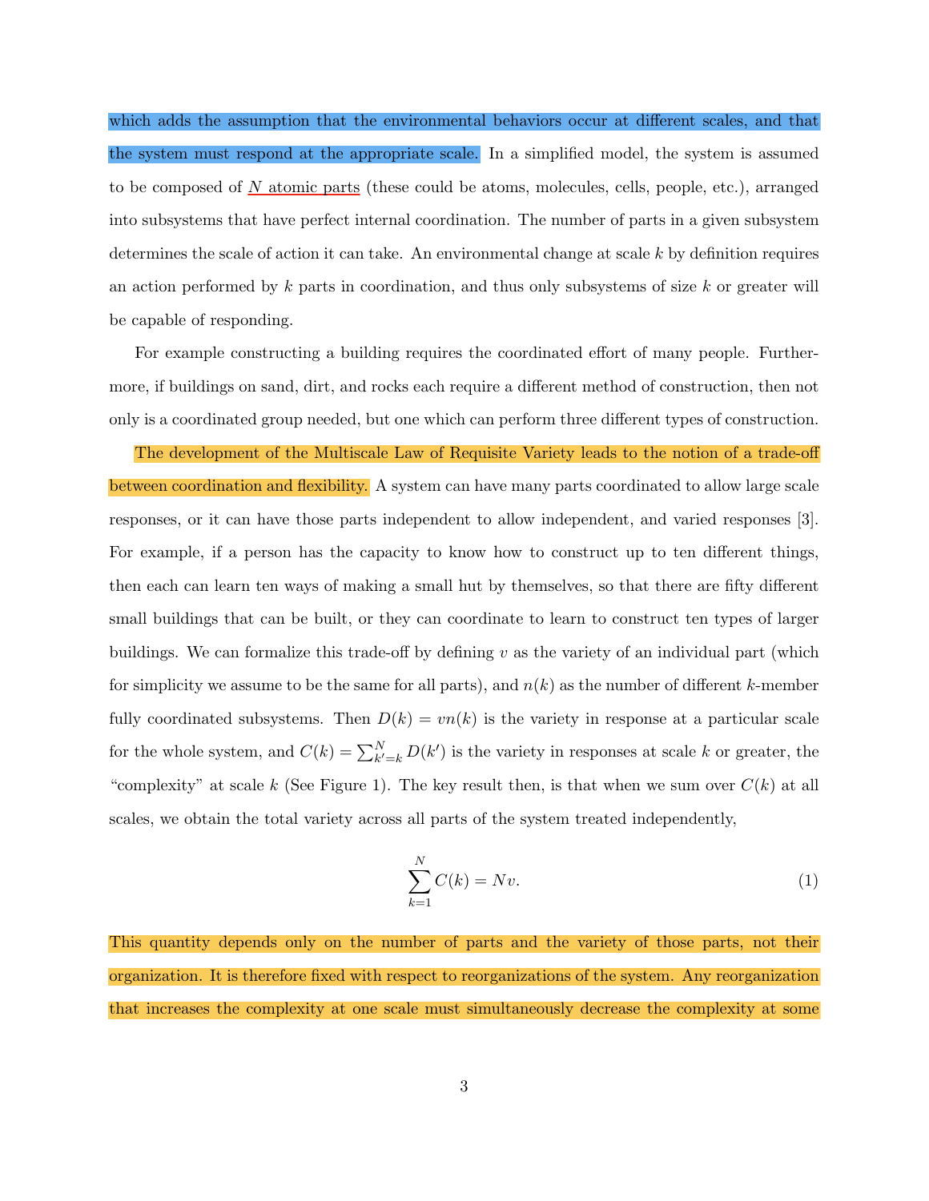which adds the assumption that the environmental behaviors occur at different scales, and that the system must respond at the appropriate scale. In a simplified model, the system is assumed to be composed of $N$ atomic parts (these could be atoms, molecules, cells, people, etc.), arranged into subsystems that have perfect internal coordination. The number of parts in a given subsystem determines the scale of action it can take. An environmental change at scale $k$ by definition requires an action performed by $k$ parts in coordination, and thus only subsystems of size $k$ or greater will be capable of responding.

For example constructing a building requires the coordinated effort of many people. Furthermore, if buildings on sand, dirt, and rocks each require a different method of construction, then not only is a coordinated group needed, but one which can perform three different types of construction.

The development of the Multiscale Law of Requisite Variety leads to the notion of a trade-off between coordination and flexibility. A system can have many parts coordinated to allow large scale responses, or it can have those parts independent to allow independent, and varied responses [3]. For example, if a person has the capacity to know how to construct up to ten different things, then each can learn ten ways of making a small hut by themselves, so that there are fifty different small buildings that can be built, or they can coordinate to learn to construct ten types of larger buildings. We can formalize this trade-off by defining $v$ as the variety of an individual part (which for simplicity we assume to be the same for all parts), and $n(k)$ as the number of different $k$-member fully coordinated subsystems. Then $D(k) = vn(k)$ is the variety in response at a particular scale for the whole system, and $C(k) = \sum_{k'=k}^{N} D(k')$ is the variety in responses at scale $k$ or greater, the "complexity" at scale $k$ (See Figure 1). The key result then, is that when we sum over $C(k)$ at all scales, we obtain the total variety across all parts of the system treated independently,

$$\sum_{k=1}^{N} C(k) = Nv. \tag{1}$$

This quantity depends only on the number of parts and the variety of those parts, not their organization. It is therefore fixed with respect to reorganizations of the system. Any reorganization that increases the complexity at one scale must simultaneously decrease the complexity at some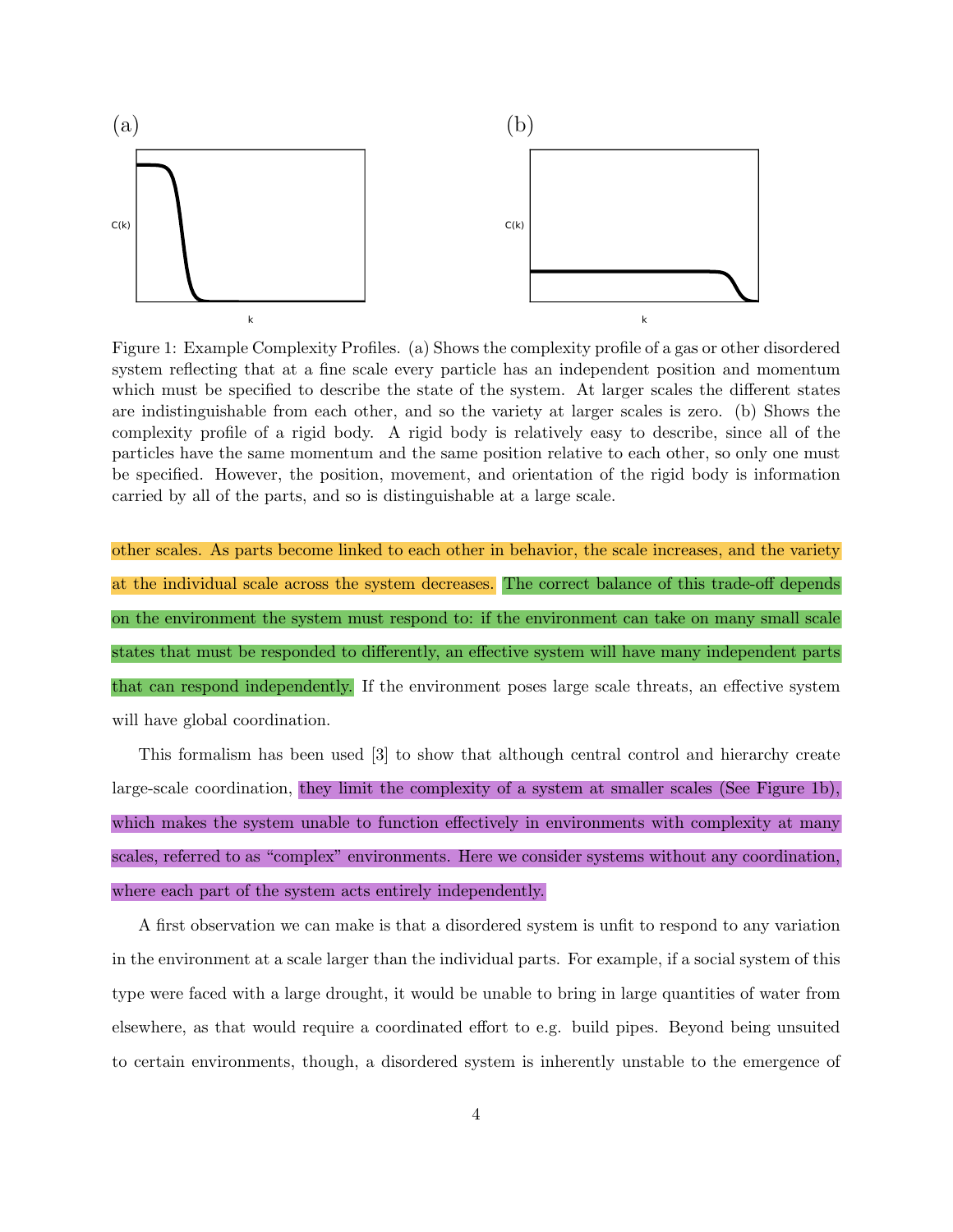Figure 1: Example Complexity Profiles. (a) Shows the complexity profile of a gas or other disordered system reflecting that at a fine scale every particle has an independent position and momentum which must be specified to describe the state of the system. At larger scales the different states are indistinguishable from each other, and so the variety at larger scales is zero. (b) Shows the complexity profile of a rigid body. A rigid body is relatively easy to describe, since all of the particles have the same momentum and the same position relative to each other, so only one must be specified. However, the position, movement, and orientation of the rigid body is information carried by all of the parts, and so is distinguishable at a large scale.

other scales. As parts become linked to each other in behavior, the scale increases, and the variety at the individual scale across the system decreases. The correct balance of this trade-off depends on the environment the system must respond to: if the environment can take on many small scale states that must be responded to differently, an effective system will have many independent parts that can respond independently. If the environment poses large scale threats, an effective system will have global coordination.

This formalism has been used [3] to show that although central control and hierarchy create large-scale coordination, they limit the complexity of a system at smaller scales (See Figure 1b), which makes the system unable to function effectively in environments with complexity at many scales, referred to as "complex" environments. Here we consider systems without any coordination, where each part of the system acts entirely independently.

A first observation we can make is that a disordered system is unfit to respond to any variation in the environment at a scale larger than the individual parts. For example, if a social system of this type were faced with a large drought, it would be unable to bring in large quantities of water from elsewhere, as that would require a coordinated effort to e.g. build pipes. Beyond being unsuited to certain environments, though, a disordered system is inherently unstable to the emergence of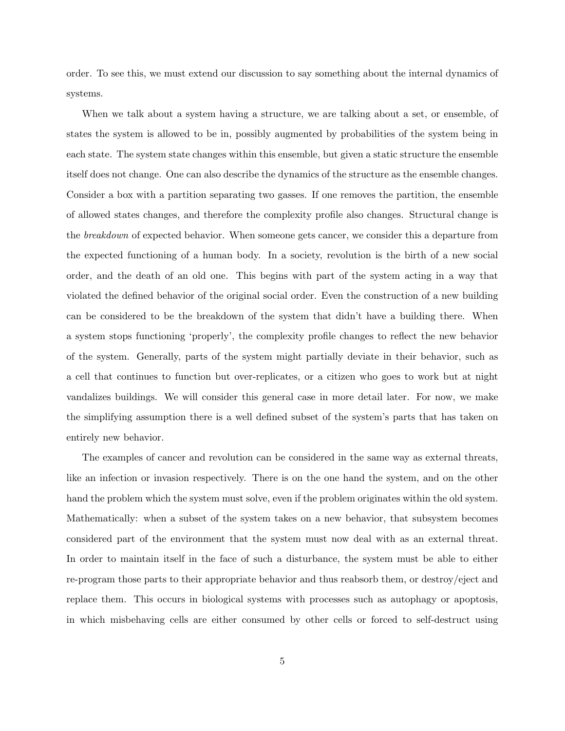order. To see this, we must extend our discussion to say something about the internal dynamics of systems.

When we talk about a system having a structure, we are talking about a set, or ensemble, of states the system is allowed to be in, possibly augmented by probabilities of the system being in each state. The system state changes within this ensemble, but given a static structure the ensemble itself does not change. One can also describe the dynamics of the structure as the ensemble changes. Consider a box with a partition separating two gasses. If one removes the partition, the ensemble of allowed states changes, and therefore the complexity profile also changes. Structural change is the *breakdown* of expected behavior. When someone gets cancer, we consider this a departure from the expected functioning of a human body. In a society, revolution is the birth of a new social order, and the death of an old one. This begins with part of the system acting in a way that violated the defined behavior of the original social order. Even the construction of a new building can be considered to be the breakdown of the system that didn't have a building there. When a system stops functioning 'properly', the complexity profile changes to reflect the new behavior of the system. Generally, parts of the system might partially deviate in their behavior, such as a cell that continues to function but over-replicates, or a citizen who goes to work but at night vandalizes buildings. We will consider this general case in more detail later. For now, we make the simplifying assumption there is a well defined subset of the system's parts that has taken on entirely new behavior.

The examples of cancer and revolution can be considered in the same way as external threats, like an infection or invasion respectively. There is on the one hand the system, and on the other hand the problem which the system must solve, even if the problem originates within the old system. Mathematically: when a subset of the system takes on a new behavior, that subsystem becomes considered part of the environment that the system must now deal with as an external threat. In order to maintain itself in the face of such a disturbance, the system must be able to either re-program those parts to their appropriate behavior and thus reabsorb them, or destroy/eject and replace them. This occurs in biological systems with processes such as autophagy or apoptosis, in which misbehaving cells are either consumed by other cells or forced to self-destruct using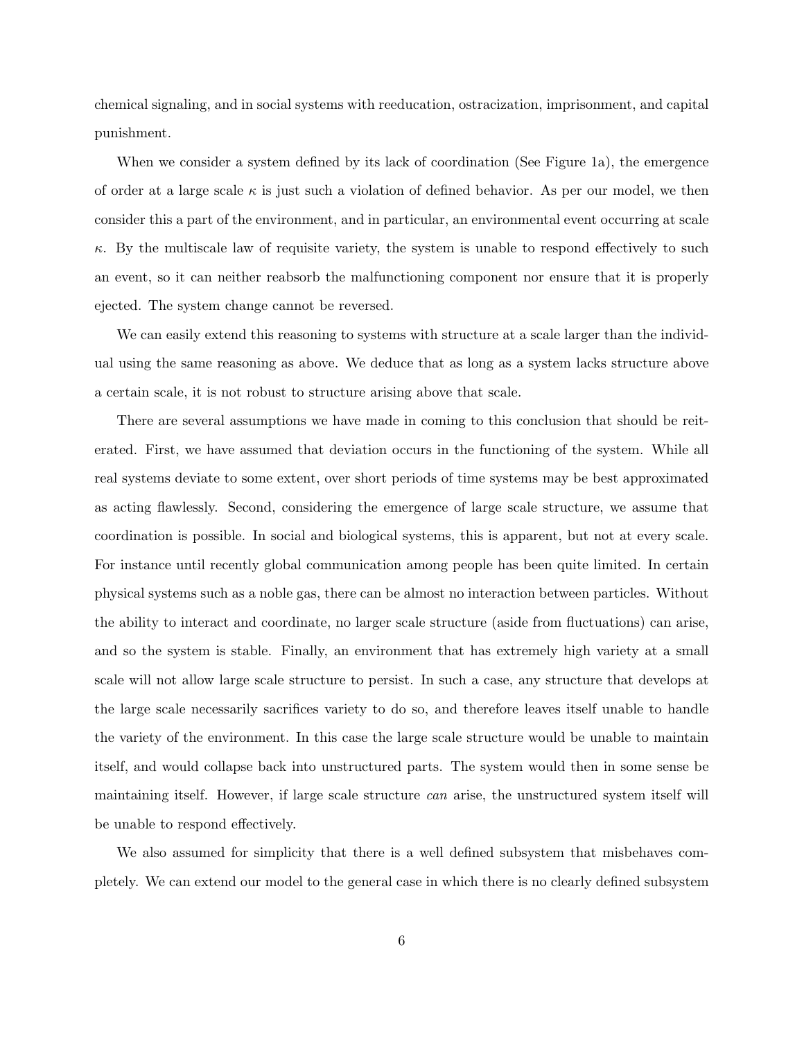chemical signaling, and in social systems with reeducation, ostracization, imprisonment, and capital punishment.

When we consider a system defined by its lack of coordination (See Figure 1a), the emergence of order at a large scale $\kappa$ is just such a violation of defined behavior. As per our model, we then consider this a part of the environment, and in particular, an environmental event occurring at scale $\kappa$. By the multiscale law of requisite variety, the system is unable to respond effectively to such an event, so it can neither reabsorb the malfunctioning component nor ensure that it is properly ejected. The system change cannot be reversed.

We can easily extend this reasoning to systems with structure at a scale larger than the individual using the same reasoning as above. We deduce that as long as a system lacks structure above a certain scale, it is not robust to structure arising above that scale.

There are several assumptions we have made in coming to this conclusion that should be reiterated. First, we have assumed that deviation occurs in the functioning of the system. While all real systems deviate to some extent, over short periods of time systems may be best approximated as acting flawlessly. Second, considering the emergence of large scale structure, we assume that coordination is possible. In social and biological systems, this is apparent, but not at every scale. For instance until recently global communication among people has been quite limited. In certain physical systems such as a noble gas, there can be almost no interaction between particles. Without the ability to interact and coordinate, no larger scale structure (aside from fluctuations) can arise, and so the system is stable. Finally, an environment that has extremely high variety at a small scale will not allow large scale structure to persist. In such a case, any structure that develops at the large scale necessarily sacrifices variety to do so, and therefore leaves itself unable to handle the variety of the environment. In this case the large scale structure would be unable to maintain itself, and would collapse back into unstructured parts. The system would then in some sense be maintaining itself. However, if large scale structure *can* arise, the unstructured system itself will be unable to respond effectively.

We also assumed for simplicity that there is a well defined subsystem that misbehaves completely. We can extend our model to the general case in which there is no clearly defined subsystem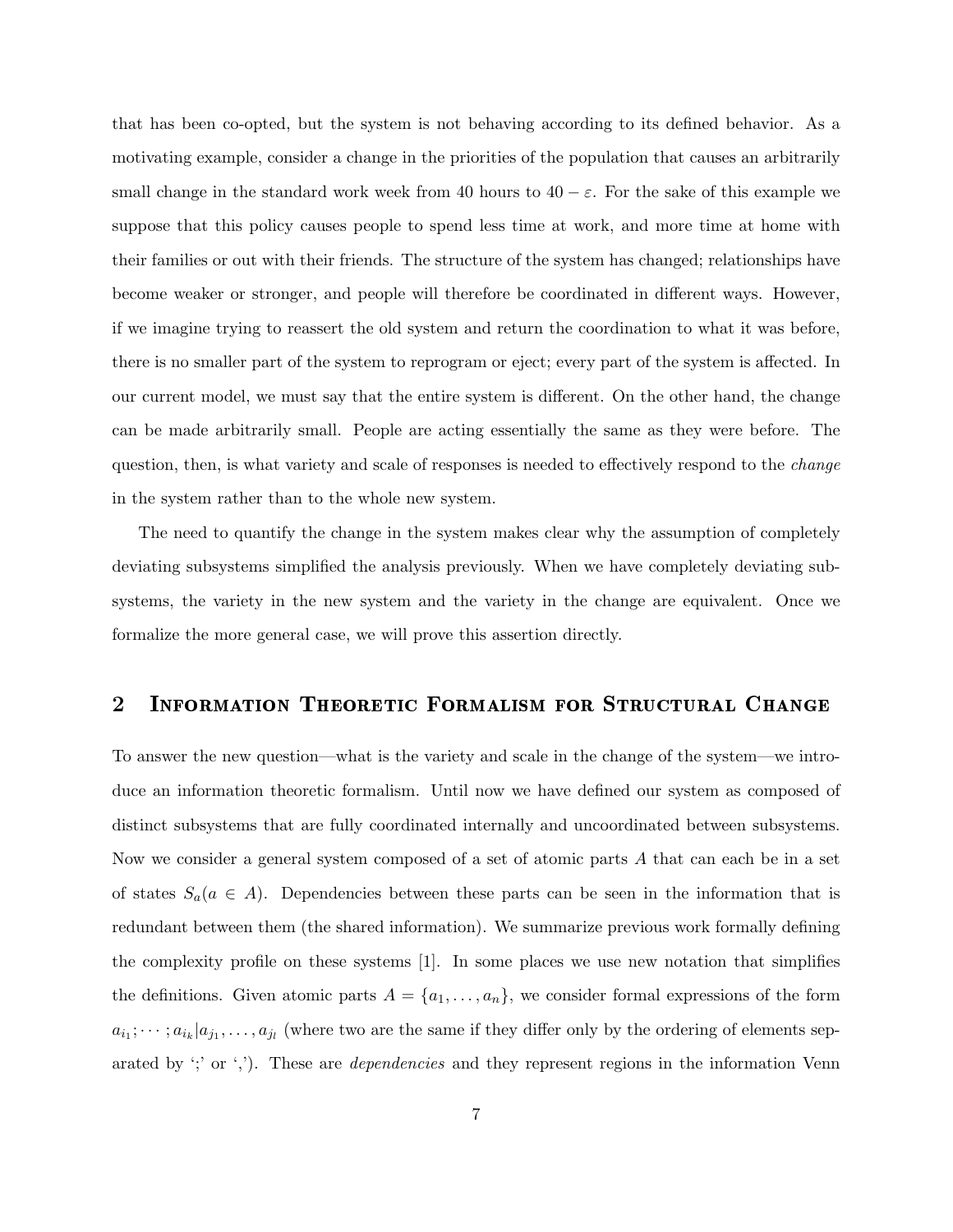that has been co-opted, but the system is not behaving according to its defined behavior. As a motivating example, consider a change in the priorities of the population that causes an arbitrarily small change in the standard work week from 40 hours to $40 - \varepsilon$. For the sake of this example we suppose that this policy causes people to spend less time at work, and more time at home with their families or out with their friends. The structure of the system has changed; relationships have become weaker or stronger, and people will therefore be coordinated in different ways. However, if we imagine trying to reassert the old system and return the coordination to what it was before, there is no smaller part of the system to reprogram or eject; every part of the system is affected. In our current model, we must say that the entire system is different. On the other hand, the change can be made arbitrarily small. People are acting essentially the same as they were before. The question, then, is what variety and scale of responses is needed to effectively respond to the *change* in the system rather than to the whole new system.

The need to quantify the change in the system makes clear why the assumption of completely deviating subsystems simplified the analysis previously. When we have completely deviating subsystems, the variety in the new system and the variety in the change are equivalent. Once we formalize the more general case, we will prove this assertion directly.

## 2 Information Theoretic Formalism for Structural Change

To answer the new question—what is the variety and scale in the change of the system—we introduce an information theoretic formalism. Until now we have defined our system as composed of distinct subsystems that are fully coordinated internally and uncoordinated between subsystems. Now we consider a general system composed of a set of atomic parts $A$ that can each be in a set of states $S_a (a \in A)$. Dependencies between these parts can be seen in the information that is redundant between them (the shared information). We summarize previous work formally defining the complexity profile on these systems [1]. In some places we use new notation that simplifies the definitions. Given atomic parts $A = \{a_1, \ldots, a_n\}$, we consider formal expressions of the form $a_{i_1}; \cdots ; a_{i_k} | a_{j_1}, \ldots, a_{j_l}$ (where two are the same if they differ only by the ordering of elements separated by ';' or ','). These are *dependencies* and they represent regions in the information Venn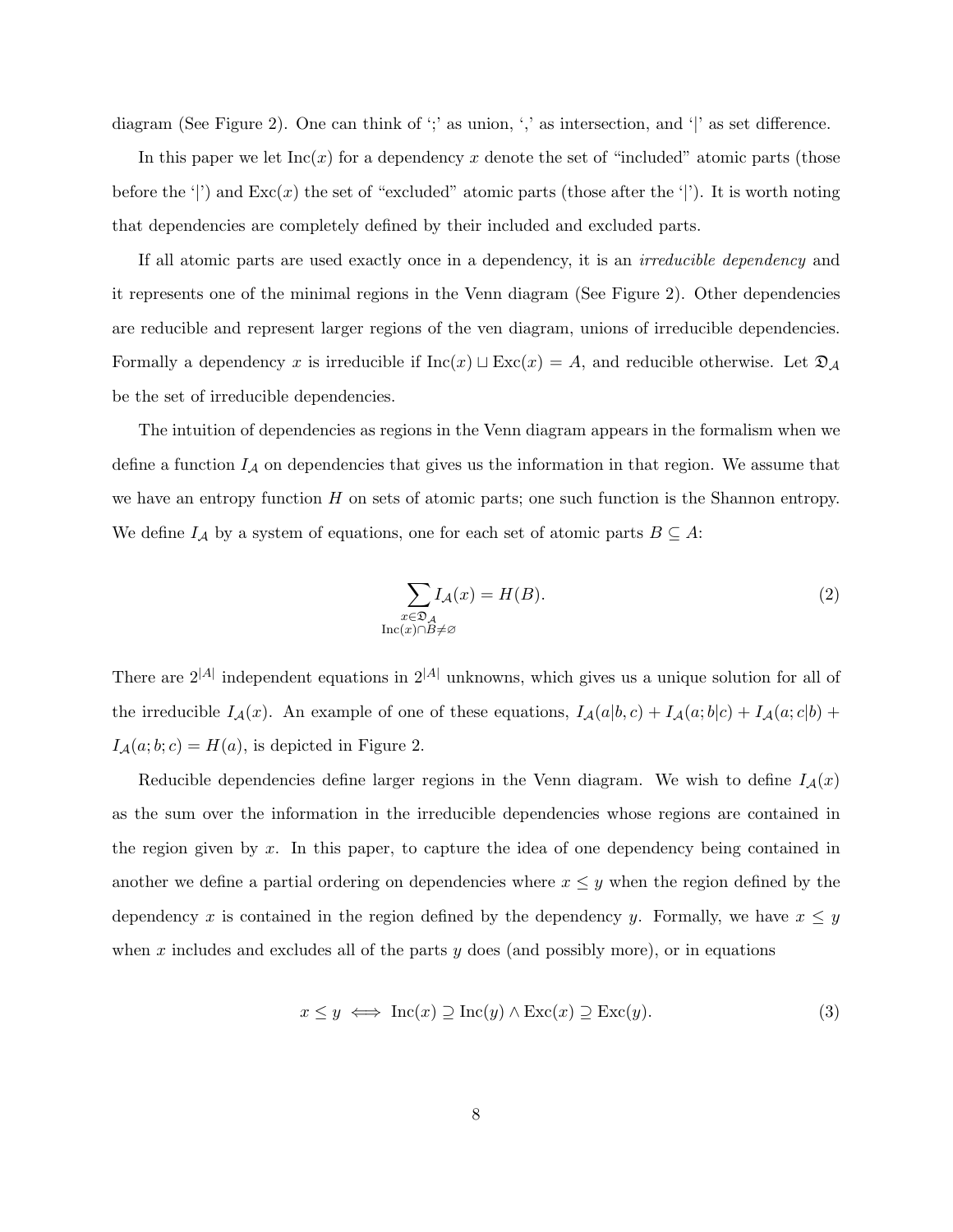diagram (See Figure 2). One can think of ';' as union, ',' as intersection, and '|' as set difference.

In this paper we let $\mathrm{Inc}(x)$ for a dependency $x$ denote the set of "included" atomic parts (those before the '|') and $\mathrm{Exc}(x)$ the set of "excluded" atomic parts (those after the '|'). It is worth noting that dependencies are completely defined by their included and excluded parts.

If all atomic parts are used exactly once in a dependency, it is an *irreducible dependency* and it represents one of the minimal regions in the Venn diagram (See Figure 2). Other dependencies are reducible and represent larger regions of the ven diagram, unions of irreducible dependencies. Formally a dependency $x$ is irreducible if $\mathrm{Inc}(x) \sqcup \mathrm{Exc}(x) = A$, and reducible otherwise. Let $\mathfrak{D}_{\mathcal{A}}$ be the set of irreducible dependencies.

The intuition of dependencies as regions in the Venn diagram appears in the formalism when we define a function $I_{\mathcal{A}}$ on dependencies that gives us the information in that region. We assume that we have an entropy function $H$ on sets of atomic parts; one such function is the Shannon entropy. We define $I_{\mathcal{A}}$ by a system of equations, one for each set of atomic parts $B \subseteq A$:

$$\sum_{\substack{x \in \mathfrak{D}_{\mathcal{A}} \\ \mathrm{Inc}(x) \cap B \neq \varnothing}} I_{\mathcal{A}}(x) = H(B). \tag{2}$$

There are $2^{|A|}$ independent equations in $2^{|A|}$ unknowns, which gives us a unique solution for all of the irreducible $I_{\mathcal{A}}(x)$. An example of one of these equations, $I_{\mathcal{A}}(a|b,c) + I_{\mathcal{A}}(a;b|c) + I_{\mathcal{A}}(a;c|b) + I_{\mathcal{A}}(a;b;c) = H(a)$, is depicted in Figure 2.

Reducible dependencies define larger regions in the Venn diagram. We wish to define $I_{\mathcal{A}}(x)$ as the sum over the information in the irreducible dependencies whose regions are contained in the region given by $x$. In this paper, to capture the idea of one dependency being contained in another we define a partial ordering on dependencies where $x \leq y$ when the region defined by the dependency $x$ is contained in the region defined by the dependency $y$. Formally, we have $x \leq y$ when $x$ includes and excludes all of the parts $y$ does (and possibly more), or in equations

$$x \leq y \iff \mathrm{Inc}(x) \supseteq \mathrm{Inc}(y) \wedge \mathrm{Exc}(x) \supseteq \mathrm{Exc}(y). \tag{3}$$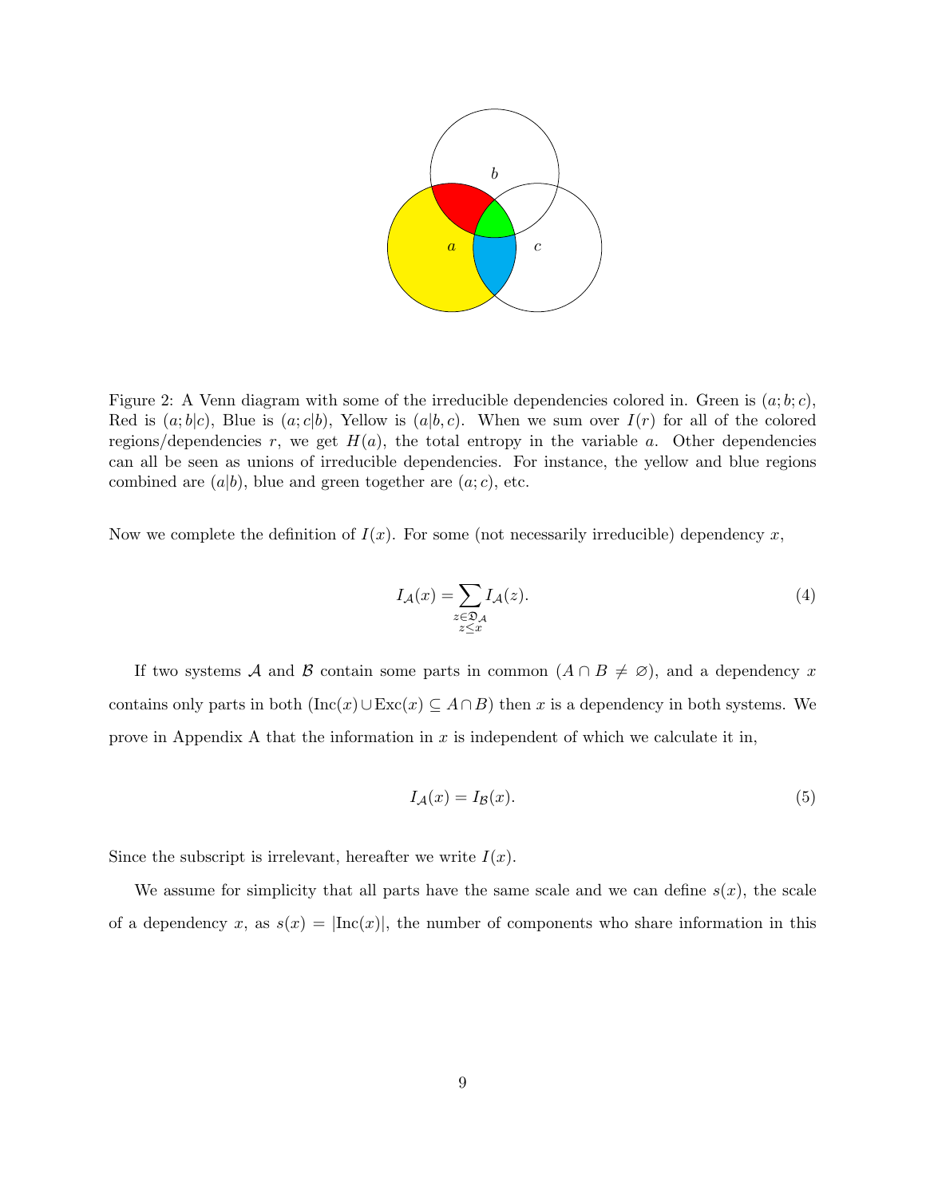Figure 2: A Venn diagram with some of the irreducible dependencies colored in. Green is $(a;b;c)$, Red is $(a;b|c)$, Blue is $(a;c|b)$, Yellow is $(a|b,c)$. When we sum over $I(r)$ for all of the colored regions/dependencies $r$, we get $H(a)$, the total entropy in the variable $a$. Other dependencies can all be seen as unions of irreducible dependencies. For instance, the yellow and blue regions combined are $(a|b)$, blue and green together are $(a;c)$, etc.

Now we complete the definition of $I(x)$. For some (not necessarily irreducible) dependency $x$,

$$I_{\mathcal{A}}(x) = \sum_{\substack{z \in \mathfrak{D}_{\mathcal{A}} \\ z \leq x}} I_{\mathcal{A}}(z). \tag{4}$$

If two systems $\mathcal{A}$ and $\mathcal{B}$ contain some parts in common ($A \cap B \neq \varnothing$), and a dependency $x$ contains only parts in both ($\mathrm{Inc}(x) \cup \mathrm{Exc}(x) \subseteq A \cap B$) then $x$ is a dependency in both systems. We prove in Appendix A that the information in $x$ is independent of which we calculate it in,

$$I_{\mathcal{A}}(x) = I_{\mathcal{B}}(x). \tag{5}$$

Since the subscript is irrelevant, hereafter we write $I(x)$.

We assume for simplicity that all parts have the same scale and we can define $s(x)$, the scale of a dependency $x$, as $s(x) = |\mathrm{Inc}(x)|$, the number of components who share information in this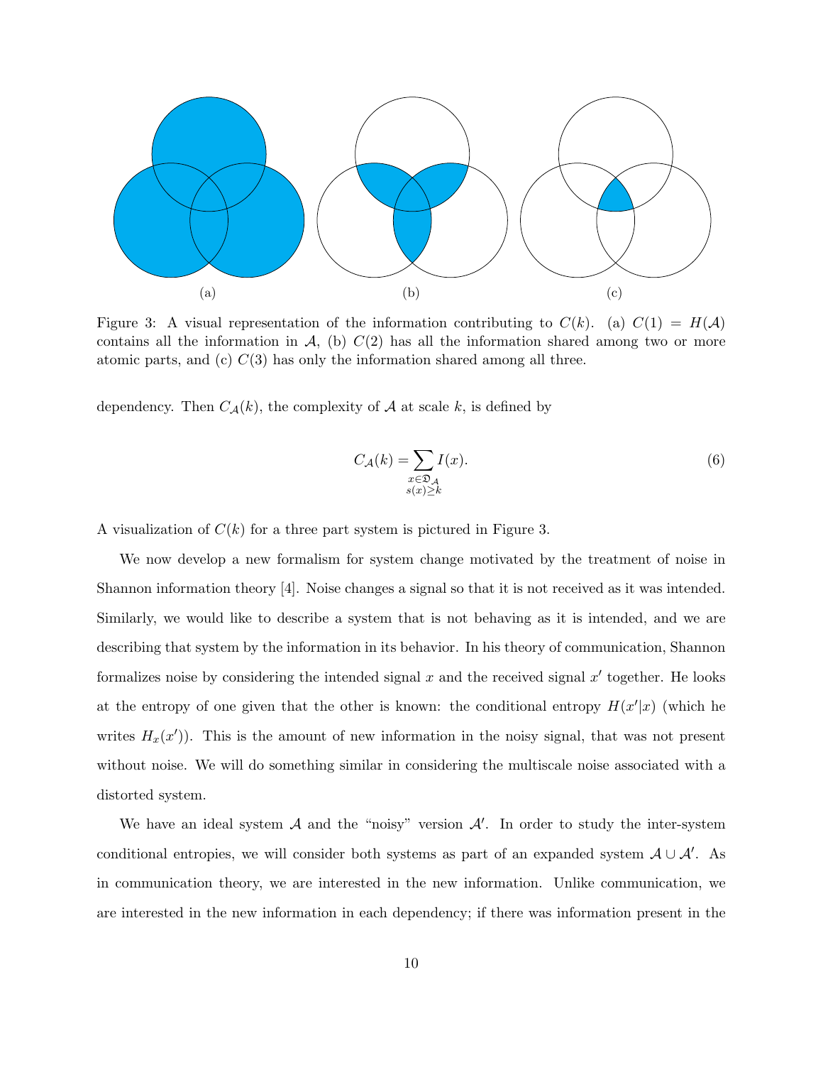(a) (b) (c)

Figure 3: A visual representation of the information contributing to $C(k)$. (a) $C(1) = H(\mathcal{A})$ contains all the information in $\mathcal{A}$, (b) $C(2)$ has all the information shared among two or more atomic parts, and (c) $C(3)$ has only the information shared among all three.

dependency. Then $C_{\mathcal{A}}(k)$, the complexity of $\mathcal{A}$ at scale $k$, is defined by

$$C_{\mathcal{A}}(k) = \sum_{\substack{x \in \mathfrak{D}_{\mathcal{A}} \\ s(x) \geq k}} I(x). \tag{6}$$

A visualization of $C(k)$ for a three part system is pictured in Figure 3.

We now develop a new formalism for system change motivated by the treatment of noise in Shannon information theory [4]. Noise changes a signal so that it is not received as it was intended. Similarly, we would like to describe a system that is not behaving as it is intended, and we are describing that system by the information in its behavior. In his theory of communication, Shannon formalizes noise by considering the intended signal $x$ and the received signal $x'$ together. He looks at the entropy of one given that the other is known: the conditional entropy $H(x'|x)$ (which he writes $H_x(x')$). This is the amount of new information in the noisy signal, that was not present without noise. We will do something similar in considering the multiscale noise associated with a distorted system.

We have an ideal system $\mathcal{A}$ and the "noisy" version $\mathcal{A}'$. In order to study the inter-system conditional entropies, we will consider both systems as part of an expanded system $\mathcal{A} \cup \mathcal{A}'$. As in communication theory, we are interested in the new information. Unlike communication, we are interested in the new information in each dependency; if there was information present in the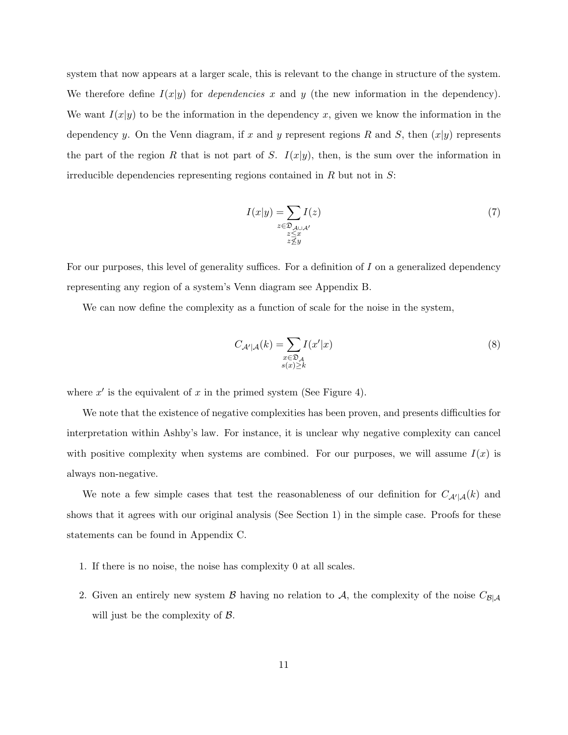system that now appears at a larger scale, this is relevant to the change in structure of the system. We therefore define $I(x|y)$ for *dependencies* $x$ and $y$ (the new information in the dependency). We want $I(x|y)$ to be the information in the dependency $x$, given we know the information in the dependency $y$. On the Venn diagram, if $x$ and $y$ represent regions $R$ and $S$, then $(x|y)$ represents the part of the region $R$ that is not part of $S$. $I(x|y)$, then, is the sum over the information in irreducible dependencies representing regions contained in $R$ but not in $S$:

$$I(x|y) = \sum_{\substack{z \in \mathfrak{D}_{\mathcal{A} \cup \mathcal{A}'} \\ z \leq x \\ z \nleq y}} I(z) \tag{7}$$

For our purposes, this level of generality suffices. For a definition of $I$ on a generalized dependency representing any region of a system's Venn diagram see Appendix B.

We can now define the complexity as a function of scale for the noise in the system,

$$C_{\mathcal{A}'|\mathcal{A}}(k) = \sum_{\substack{x \in \mathfrak{D}_{\mathcal{A}} \\ s(x) \geq k}} I(x'|x) \tag{8}$$

where $x'$ is the equivalent of $x$ in the primed system (See Figure 4).

We note that the existence of negative complexities has been proven, and presents difficulties for interpretation within Ashby's law. For instance, it is unclear why negative complexity can cancel with positive complexity when systems are combined. For our purposes, we will assume $I(x)$ is always non-negative.

We note a few simple cases that test the reasonableness of our definition for $C_{\mathcal{A}'|\mathcal{A}}(k)$ and shows that it agrees with our original analysis (See Section 1) in the simple case. Proofs for these statements can be found in Appendix C.

1. If there is no noise, the noise has complexity 0 at all scales.
2. Given an entirely new system $\mathcal{B}$ having no relation to $\mathcal{A}$, the complexity of the noise $C_{\mathcal{B}|\mathcal{A}}$ will just be the complexity of $\mathcal{B}$.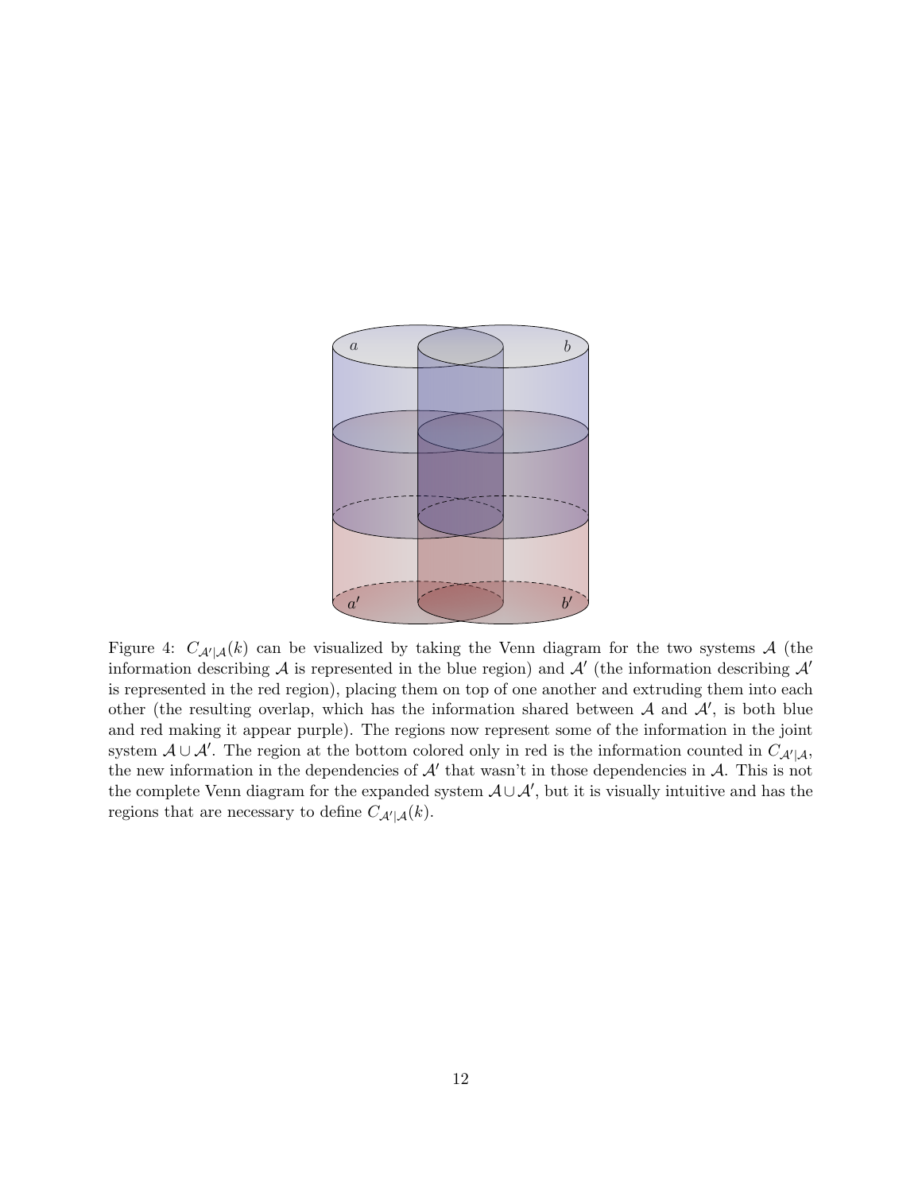Figure 4: $C_{\mathcal{A}'|\mathcal{A}}(k)$ can be visualized by taking the Venn diagram for the two systems $\mathcal{A}$ (the information describing $\mathcal{A}$ is represented in the blue region) and $\mathcal{A}'$ (the information describing $\mathcal{A}'$ is represented in the red region), placing them on top of one another and extruding them into each other (the resulting overlap, which has the information shared between $\mathcal{A}$ and $\mathcal{A}'$, is both blue and red making it appear purple). The regions now represent some of the information in the joint system $\mathcal{A} \cup \mathcal{A}'$. The region at the bottom colored only in red is the information counted in $C_{\mathcal{A}'|\mathcal{A}}$, the new information in the dependencies of $\mathcal{A}'$ that wasn't in those dependencies in $\mathcal{A}$. This is not the complete Venn diagram for the expanded system $\mathcal{A} \cup \mathcal{A}'$, but it is visually intuitive and has the regions that are necessary to define $C_{\mathcal{A}'|\mathcal{A}}(k)$.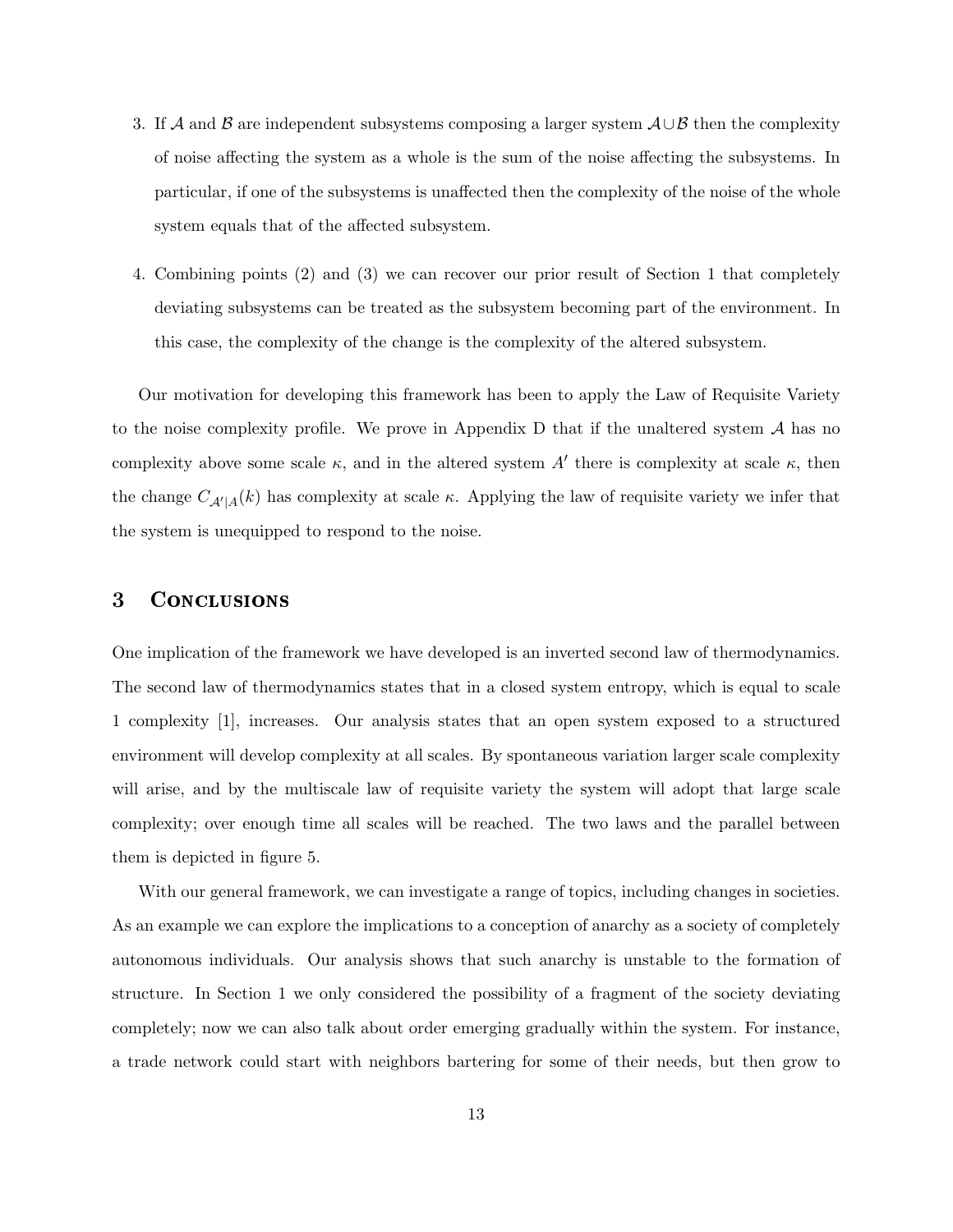3. If $\mathcal{A}$ and $\mathcal{B}$ are independent subsystems composing a larger system $\mathcal{A} \cup \mathcal{B}$ then the complexity of noise affecting the system as a whole is the sum of the noise affecting the subsystems. In particular, if one of the subsystems is unaffected then the complexity of the noise of the whole system equals that of the affected subsystem.

4. Combining points (2) and (3) we can recover our prior result of Section 1 that completely deviating subsystems can be treated as the subsystem becoming part of the environment. In this case, the complexity of the change is the complexity of the altered subsystem.

Our motivation for developing this framework has been to apply the Law of Requisite Variety to the noise complexity profile. We prove in Appendix D that if the unaltered system $\mathcal{A}$ has no complexity above some scale $\kappa$, and in the altered system $A'$ there is complexity at scale $\kappa$, then the change $C_{\mathcal{A}'|A}(k)$ has complexity at scale $\kappa$. Applying the law of requisite variety we infer that the system is unequipped to respond to the noise.

# 3 Conclusions

One implication of the framework we have developed is an inverted second law of thermodynamics. The second law of thermodynamics states that in a closed system entropy, which is equal to scale 1 complexity [1], increases. Our analysis states that an open system exposed to a structured environment will develop complexity at all scales. By spontaneous variation larger scale complexity will arise, and by the multiscale law of requisite variety the system will adopt that large scale complexity; over enough time all scales will be reached. The two laws and the parallel between them is depicted in figure 5.

With our general framework, we can investigate a range of topics, including changes in societies. As an example we can explore the implications to a conception of anarchy as a society of completely autonomous individuals. Our analysis shows that such anarchy is unstable to the formation of structure. In Section 1 we only considered the possibility of a fragment of the society deviating completely; now we can also talk about order emerging gradually within the system. For instance, a trade network could start with neighbors bartering for some of their needs, but then grow to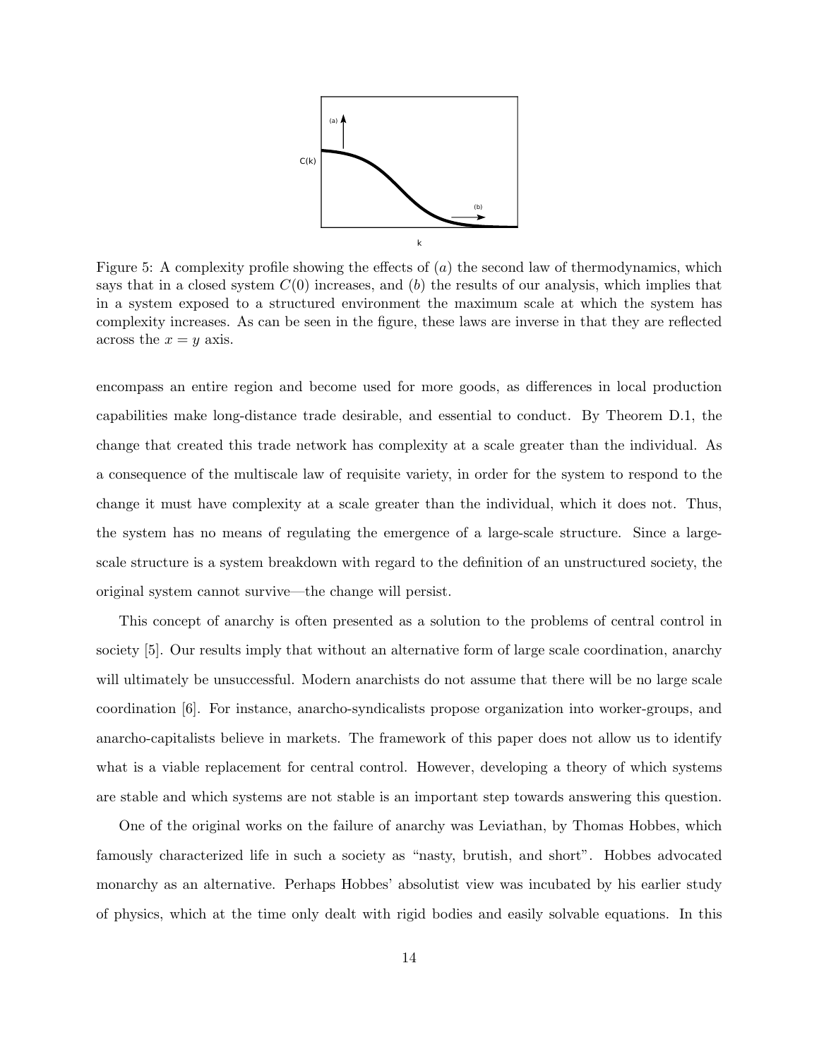Figure 5: A complexity profile showing the effects of $(a)$ the second law of thermodynamics, which says that in a closed system $C(0)$ increases, and $(b)$ the results of our analysis, which implies that in a system exposed to a structured environment the maximum scale at which the system has complexity increases. As can be seen in the figure, these laws are inverse in that they are reflected across the $x = y$ axis.

encompass an entire region and become used for more goods, as differences in local production capabilities make long-distance trade desirable, and essential to conduct. By Theorem D.1, the change that created this trade network has complexity at a scale greater than the individual. As a consequence of the multiscale law of requisite variety, in order for the system to respond to the change it must have complexity at a scale greater than the individual, which it does not. Thus, the system has no means of regulating the emergence of a large-scale structure. Since a large-scale structure is a system breakdown with regard to the definition of an unstructured society, the original system cannot survive—the change will persist.

This concept of anarchy is often presented as a solution to the problems of central control in society [5]. Our results imply that without an alternative form of large scale coordination, anarchy will ultimately be unsuccessful. Modern anarchists do not assume that there will be no large scale coordination [6]. For instance, anarcho-syndicalists propose organization into worker-groups, and anarcho-capitalists believe in markets. The framework of this paper does not allow us to identify what is a viable replacement for central control. However, developing a theory of which systems are stable and which systems are not stable is an important step towards answering this question.

One of the original works on the failure of anarchy was Leviathan, by Thomas Hobbes, which famously characterized life in such a society as "nasty, brutish, and short". Hobbes advocated monarchy as an alternative. Perhaps Hobbes' absolutist view was incubated by his earlier study of physics, which at the time only dealt with rigid bodies and easily solvable equations. In this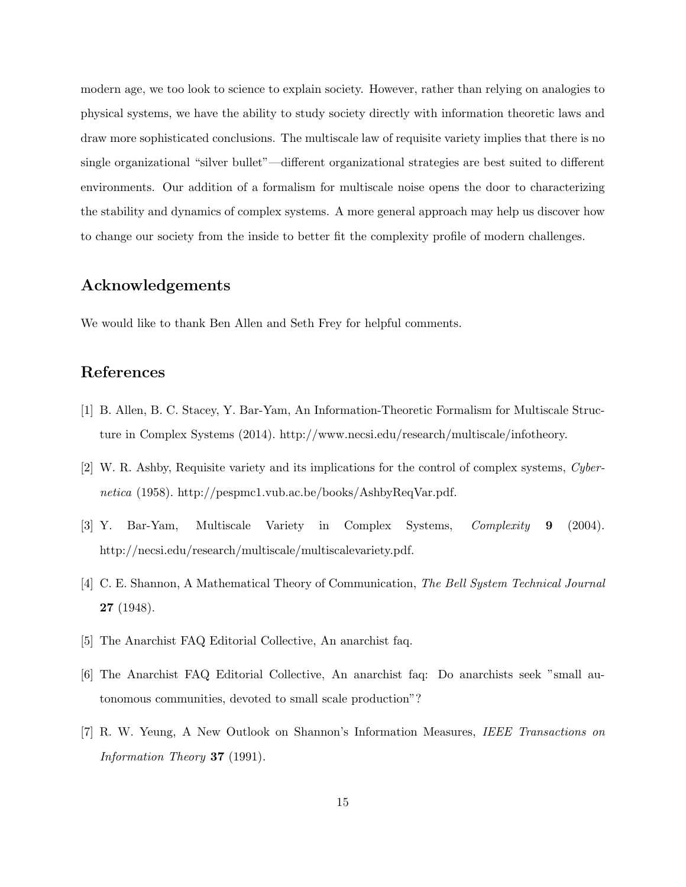modern age, we too look to science to explain society. However, rather than relying on analogies to physical systems, we have the ability to study society directly with information theoretic laws and draw more sophisticated conclusions. The multiscale law of requisite variety implies that there is no single organizational "silver bullet"—different organizational strategies are best suited to different environments. Our addition of a formalism for multiscale noise opens the door to characterizing the stability and dynamics of complex systems. A more general approach may help us discover how to change our society from the inside to better fit the complexity profile of modern challenges.

## Acknowledgements

We would like to thank Ben Allen and Seth Frey for helpful comments.

## References

[1] B. Allen, B. C. Stacey, Y. Bar-Yam, An Information-Theoretic Formalism for Multiscale Structure in Complex Systems (2014). http://www.necsi.edu/research/multiscale/infotheory.

[2] W. R. Ashby, Requisite variety and its implications for the control of complex systems, *Cybernetica* (1958). http://pespmc1.vub.ac.be/books/AshbyReqVar.pdf.

[3] Y. Bar-Yam, Multiscale Variety in Complex Systems, *Complexity* **9** (2004). http://necsi.edu/research/multiscale/multiscalevariety.pdf.

[4] C. E. Shannon, A Mathematical Theory of Communication, *The Bell System Technical Journal* **27** (1948).

[5] The Anarchist FAQ Editorial Collective, An anarchist faq.

[6] The Anarchist FAQ Editorial Collective, An anarchist faq: Do anarchists seek "small autonomous communities, devoted to small scale production"?

[7] R. W. Yeung, A New Outlook on Shannon's Information Measures, *IEEE Transactions on Information Theory* **37** (1991).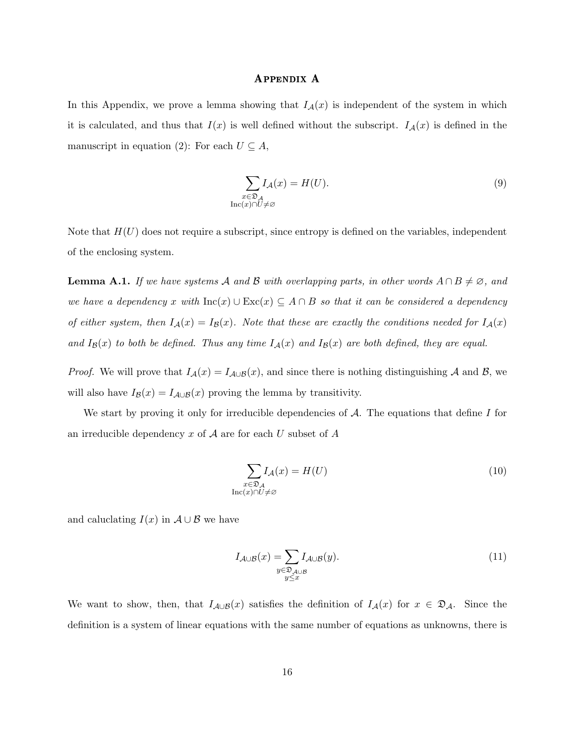# Appendix A

In this Appendix, we prove a lemma showing that $I_{\mathcal{A}}(x)$ is independent of the system in which it is calculated, and thus that $I(x)$ is well defined without the subscript. $I_{\mathcal{A}}(x)$ is defined in the manuscript in equation (2): For each $U \subseteq A$,

$$\sum_{\substack{x \in \mathfrak{D}_{\mathcal{A}} \\ \mathrm{Inc}(x) \cap U \neq \varnothing}} I_{\mathcal{A}}(x) = H(U). \tag{9}$$

Note that $H(U)$ does not require a subscript, since entropy is defined on the variables, independent of the enclosing system.

**Lemma A.1.** *If we have systems $\mathcal{A}$ and $\mathcal{B}$ with overlapping parts, in other words $A \cap B \neq \varnothing$, and we have a dependency $x$ with $\mathrm{Inc}(x) \cup \mathrm{Exc}(x) \subseteq A \cap B$ so that it can be considered a dependency of either system, then $I_{\mathcal{A}}(x) = I_{\mathcal{B}}(x)$. Note that these are exactly the conditions needed for $I_{\mathcal{A}}(x)$ and $I_{\mathcal{B}}(x)$ to both be defined. Thus any time $I_{\mathcal{A}}(x)$ and $I_{\mathcal{B}}(x)$ are both defined, they are equal.*

*Proof.* We will prove that $I_{\mathcal{A}}(x) = I_{\mathcal{A} \cup \mathcal{B}}(x)$, and since there is nothing distinguishing $\mathcal{A}$ and $\mathcal{B}$, we will also have $I_{\mathcal{B}}(x) = I_{\mathcal{A} \cup \mathcal{B}}(x)$ proving the lemma by transitivity.

We start by proving it only for irreducible dependencies of $\mathcal{A}$. The equations that define $I$ for an irreducible dependency $x$ of $\mathcal{A}$ are for each $U$ subset of $A$

$$\sum_{\substack{x \in \mathfrak{D}_{\mathcal{A}} \\ \mathrm{Inc}(x) \cap U \neq \varnothing}} I_{\mathcal{A}}(x) = H(U) \tag{10}$$

and caluclating $I(x)$ in $\mathcal{A} \cup \mathcal{B}$ we have

$$I_{\mathcal{A} \cup \mathcal{B}}(x) = \sum_{\substack{y \in \mathfrak{D}_{\mathcal{A} \cup \mathcal{B}} \\ y \leq x}} I_{\mathcal{A} \cup \mathcal{B}}(y). \tag{11}$$

We want to show, then, that $I_{\mathcal{A} \cup \mathcal{B}}(x)$ satisfies the definition of $I_{\mathcal{A}}(x)$ for $x \in \mathfrak{D}_{\mathcal{A}}$. Since the definition is a system of linear equations with the same number of equations as unknowns, there is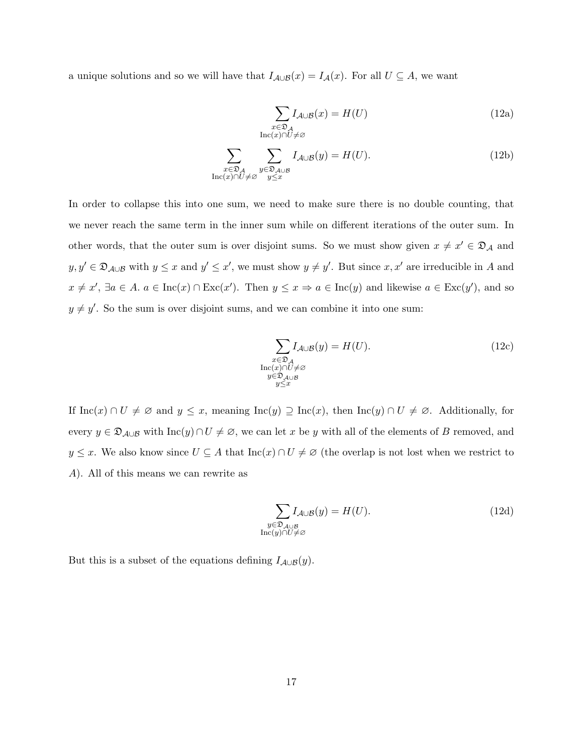a unique solutions and so we will have that $I_{\mathcal{A}\cup\mathcal{B}}(x) = I_{\mathcal{A}}(x)$. For all $U \subseteq A$, we want

$$\sum_{\substack{x\in\mathfrak{D}_{\mathcal{A}} \\ \mathrm{Inc}(x)\cap U\neq\varnothing}} I_{\mathcal{A}\cup\mathcal{B}}(x) = H(U) \tag{12a}$$

$$\sum_{\substack{x\in\mathfrak{D}_{\mathcal{A}} \\ \mathrm{Inc}(x)\cap U\neq\varnothing}} \sum_{\substack{y\in\mathfrak{D}_{\mathcal{A}\cup\mathcal{B}} \\ y\leq x}} I_{\mathcal{A}\cup\mathcal{B}}(y) = H(U). \tag{12b}$$

In order to collapse this into one sum, we need to make sure there is no double counting, that we never reach the same term in the inner sum while on different iterations of the outer sum. In other words, that the outer sum is over disjoint sums. So we must show given $x \neq x' \in \mathfrak{D}_{\mathcal{A}}$ and $y, y' \in \mathfrak{D}_{\mathcal{A}\cup\mathcal{B}}$ with $y \leq x$ and $y' \leq x'$, we must show $y \neq y'$. But since $x, x'$ are irreducible in $A$ and $x \neq x'$, $\exists a \in A$. $a \in \mathrm{Inc}(x) \cap \mathrm{Exc}(x')$. Then $y \leq x \Rightarrow a \in \mathrm{Inc}(y)$ and likewise $a \in \mathrm{Exc}(y')$, and so $y \neq y'$. So the sum is over disjoint sums, and we can combine it into one sum:

$$\sum_{\substack{x\in\mathfrak{D}_{\mathcal{A}} \\ \mathrm{Inc}(x)\cap U\neq\varnothing \\ y\in\mathfrak{D}_{\mathcal{A}\cup\mathcal{B}} \\ y\leq x}} I_{\mathcal{A}\cup\mathcal{B}}(y) = H(U). \tag{12c}$$

If $\mathrm{Inc}(x) \cap U \neq \varnothing$ and $y \leq x$, meaning $\mathrm{Inc}(y) \supseteq \mathrm{Inc}(x)$, then $\mathrm{Inc}(y) \cap U \neq \varnothing$. Additionally, for every $y \in \mathfrak{D}_{\mathcal{A}\cup\mathcal{B}}$ with $\mathrm{Inc}(y) \cap U \neq \varnothing$, we can let $x$ be $y$ with all of the elements of $B$ removed, and $y \leq x$. We also know since $U \subseteq A$ that $\mathrm{Inc}(x) \cap U \neq \varnothing$ (the overlap is not lost when we restrict to $A$). All of this means we can rewrite as

$$\sum_{\substack{y\in\mathfrak{D}_{\mathcal{A}\cup\mathcal{B}} \\ \mathrm{Inc}(y)\cap U\neq\varnothing}} I_{\mathcal{A}\cup\mathcal{B}}(y) = H(U). \tag{12d}$$

But this is a subset of the equations defining $I_{\mathcal{A}\cup\mathcal{B}}(y)$.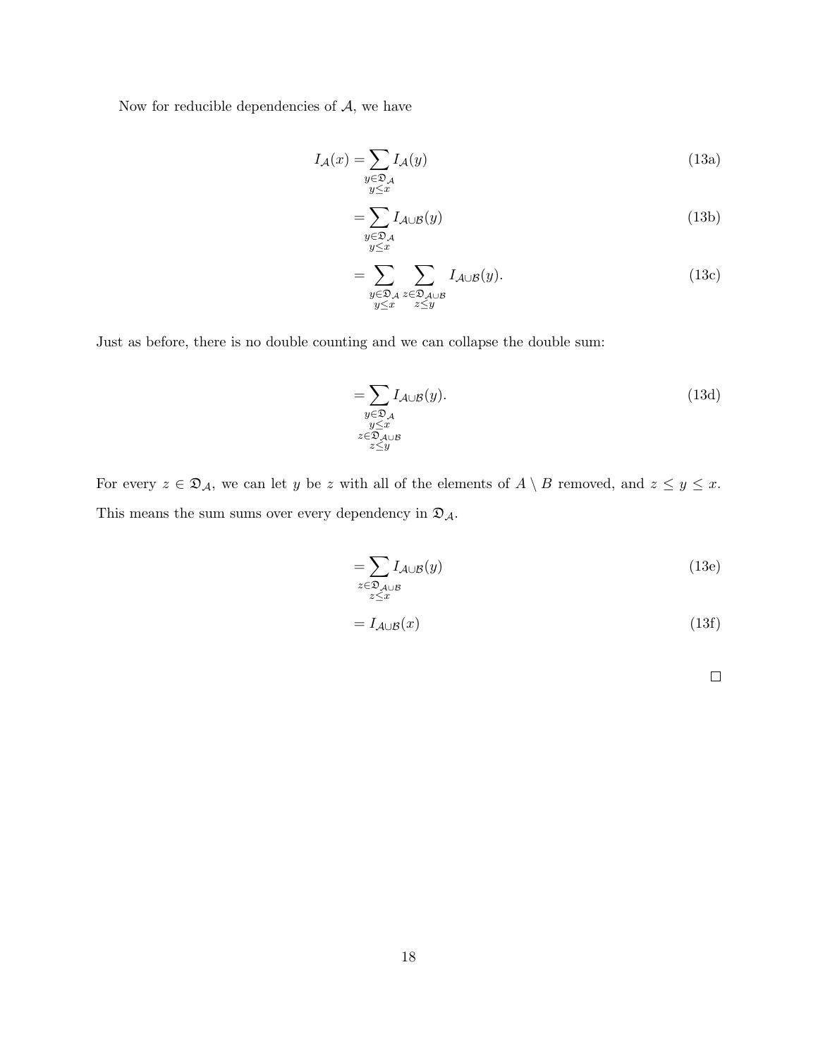Now for reducible dependencies of $\mathcal{A}$, we have

$$
\begin{aligned}
I_{\mathcal{A}}(x) &= \sum_{\substack{y \in \mathfrak{D}_{\mathcal{A}} \\ y \leq x}} I_{\mathcal{A}}(y) && \text{(13a)} \\
&= \sum_{\substack{y \in \mathfrak{D}_{\mathcal{A}} \\ y \leq x}} I_{\mathcal{A} \cup \mathcal{B}}(y) && \text{(13b)} \\
&= \sum_{\substack{y \in \mathfrak{D}_{\mathcal{A}} \\ y \leq x}} \sum_{\substack{z \in \mathfrak{D}_{\mathcal{A} \cup \mathcal{B}} \\ z \leq y}} I_{\mathcal{A} \cup \mathcal{B}}(y). && \text{(13c)}
\end{aligned}
$$

Just as before, there is no double counting and we can collapse the double sum:

$$
= \sum_{\substack{y \in \mathfrak{D}_{\mathcal{A}} \\ y \leq x \\ z \in \mathfrak{D}_{\mathcal{A} \cup \mathcal{B}} \\ z \leq y}} I_{\mathcal{A} \cup \mathcal{B}}(y). \qquad \text{(13d)}
$$

For every $z \in \mathfrak{D}_{\mathcal{A}}$, we can let $y$ be $z$ with all of the elements of $A \setminus B$ removed, and $z \leq y \leq x$. This means the sum sums over every dependency in $\mathfrak{D}_{\mathcal{A}}$.

$$
\begin{aligned}
&= \sum_{\substack{z \in \mathfrak{D}_{\mathcal{A} \cup \mathcal{B}} \\ z \leq x}} I_{\mathcal{A} \cup \mathcal{B}}(y) && \text{(13e)} \\
&= I_{\mathcal{A} \cup \mathcal{B}}(x) && \text{(13f)}
\end{aligned}
$$

□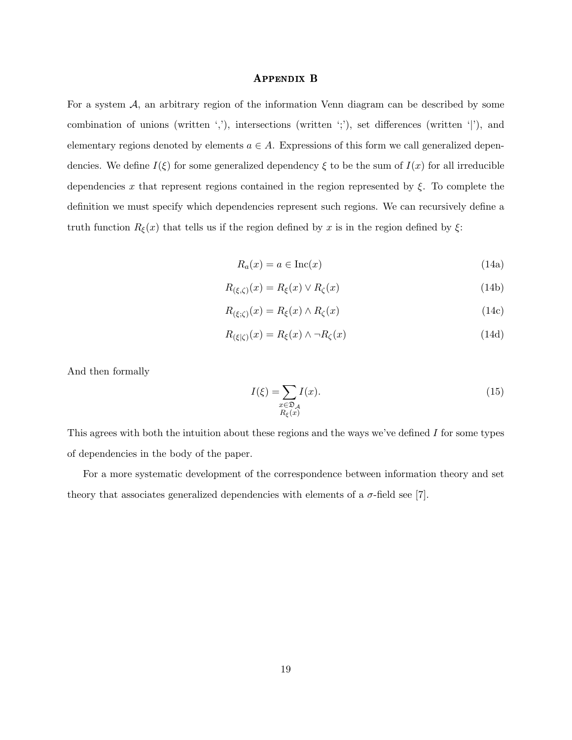## Appendix B

For a system $\mathcal{A}$, an arbitrary region of the information Venn diagram can be described by some combination of unions (written ','), intersections (written ';'), set differences (written '|'), and elementary regions denoted by elements $a \in A$. Expressions of this form we call generalized dependencies. We define $I(\xi)$ for some generalized dependency $\xi$ to be the sum of $I(x)$ for all irreducible dependencies $x$ that represent regions contained in the region represented by $\xi$. To complete the definition we must specify which dependencies represent such regions. We can recursively define a truth function $R_\xi(x)$ that tells us if the region defined by $x$ is in the region defined by $\xi$:

$$R_a(x) = a \in \mathrm{Inc}(x) \tag{14a}$$

$$R_{(\xi,\zeta)}(x) = R_\xi(x) \vee R_\zeta(x) \tag{14b}$$

$$R_{(\xi;\zeta)}(x) = R_\xi(x) \wedge R_\zeta(x) \tag{14c}$$

$$R_{(\xi|\zeta)}(x) = R_\xi(x) \wedge \neg R_\zeta(x) \tag{14d}$$

And then formally

$$I(\xi) = \sum_{\substack{x \in \mathfrak{D}_\mathcal{A} \\ R_\xi(x)}} I(x). \tag{15}$$

This agrees with both the intuition about these regions and the ways we've defined $I$ for some types of dependencies in the body of the paper.

For a more systematic development of the correspondence between information theory and set theory that associates generalized dependencies with elements of a $\sigma$-field see [7].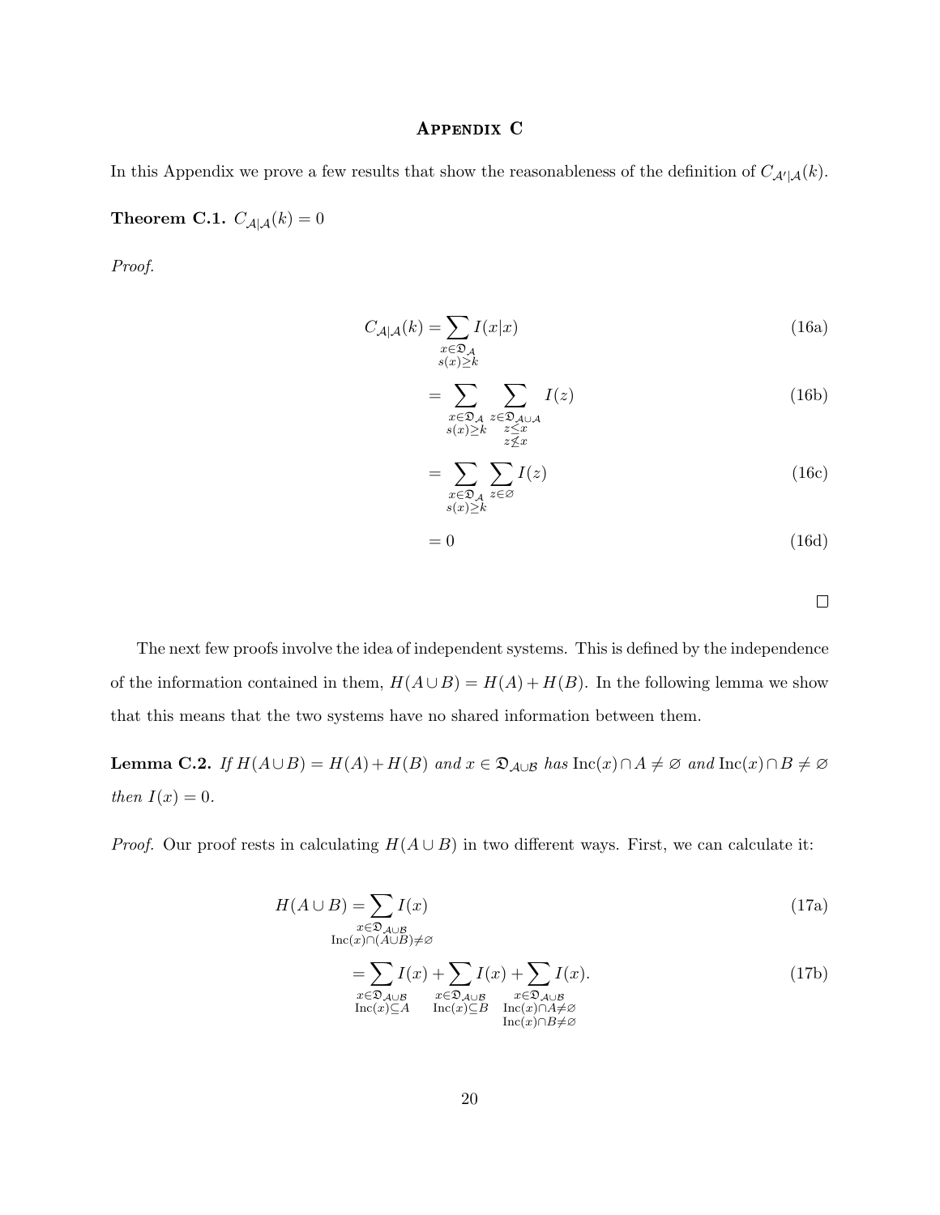# Appendix C

In this Appendix we prove a few results that show the reasonableness of the definition of $C_{\mathcal{A}'|\mathcal{A}}(k)$.

**Theorem C.1.** $C_{\mathcal{A}|\mathcal{A}}(k) = 0$

*Proof.*

$$
\begin{aligned}
C_{\mathcal{A}|\mathcal{A}}(k) &= \sum_{\substack{x \in \mathfrak{D}_{\mathcal{A}} \\ s(x) \geq k}} I(x|x) && \text{(16a)} \\
&= \sum_{\substack{x \in \mathfrak{D}_{\mathcal{A}} \\ s(x) \geq k}} \sum_{\substack{z \in \mathfrak{D}_{\mathcal{A} \cup \mathcal{A}} \\ z \leq x \\ z \nleq x}} I(z) && \text{(16b)} \\
&= \sum_{\substack{x \in \mathfrak{D}_{\mathcal{A}} \\ s(x) \geq k}} \sum_{z \in \varnothing} I(z) && \text{(16c)} \\
&= 0 && \text{(16d)}
\end{aligned}
$$

□

The next few proofs involve the idea of independent systems. This is defined by the independence of the information contained in them, $H(A \cup B) = H(A) + H(B)$. In the following lemma we show that this means that the two systems have no shared information between them.

**Lemma C.2.** *If $H(A \cup B) = H(A) + H(B)$ and $x \in \mathfrak{D}_{\mathcal{A} \cup \mathcal{B}}$ has $\text{Inc}(x) \cap A \neq \varnothing$ and $\text{Inc}(x) \cap B \neq \varnothing$ then $I(x) = 0$.*

*Proof.* Our proof rests in calculating $H(A \cup B)$ in two different ways. First, we can calculate it:

$$
\begin{aligned}
H(A \cup B) &= \sum_{\substack{x \in \mathfrak{D}_{\mathcal{A} \cup \mathcal{B}} \\ \text{Inc}(x) \cap (A \cup B) \neq \varnothing}} I(x) && \text{(17a)} \\
&= \sum_{\substack{x \in \mathfrak{D}_{\mathcal{A} \cup \mathcal{B}} \\ \text{Inc}(x) \subseteq A}} I(x) + \sum_{\substack{x \in \mathfrak{D}_{\mathcal{A} \cup \mathcal{B}} \\ \text{Inc}(x) \subseteq B}} I(x) + \sum_{\substack{x \in \mathfrak{D}_{\mathcal{A} \cup \mathcal{B}} \\ \text{Inc}(x) \cap A \neq \varnothing \\ \text{Inc}(x) \cap B \neq \varnothing}} I(x). && \text{(17b)}
\end{aligned}
$$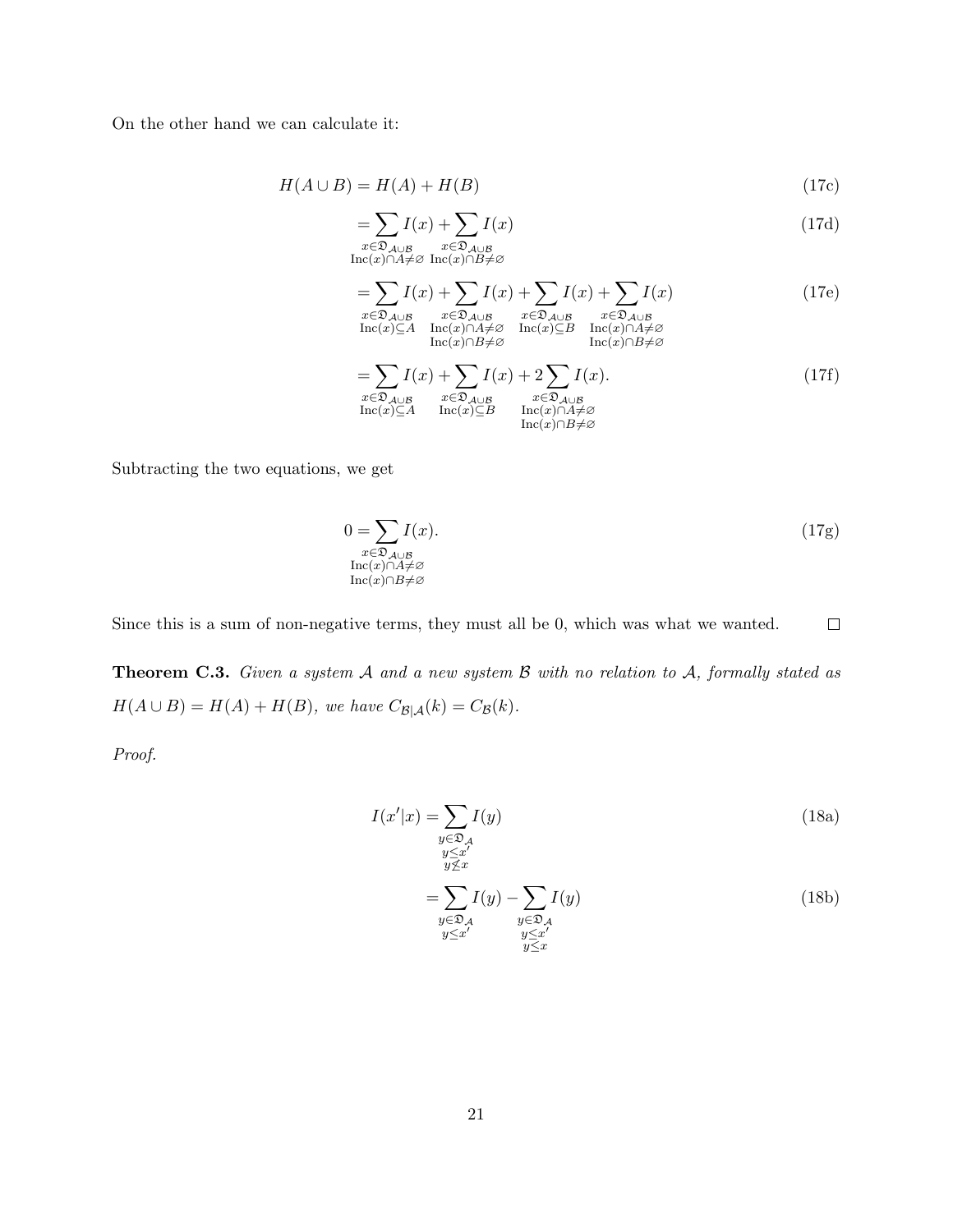On the other hand we can calculate it:

$$
\begin{aligned}
H(A \cup B) &= H(A) + H(B) && (17c)\\
&= \sum_{\substack{x \in \mathfrak{D}_{\mathcal{A}\cup\mathcal{B}} \\ \mathrm{Inc}(x)\cap A \neq \varnothing}} I(x) + \sum_{\substack{x \in \mathfrak{D}_{\mathcal{A}\cup\mathcal{B}} \\ \mathrm{Inc}(x)\cap B \neq \varnothing}} I(x) && (17d)\\
&= \sum_{\substack{x \in \mathfrak{D}_{\mathcal{A}\cup\mathcal{B}} \\ \mathrm{Inc}(x)\subseteq A}} I(x) + \sum_{\substack{x \in \mathfrak{D}_{\mathcal{A}\cup\mathcal{B}} \\ \mathrm{Inc}(x)\cap A \neq \varnothing \\ \mathrm{Inc}(x)\cap B \neq \varnothing}} I(x) + \sum_{\substack{x \in \mathfrak{D}_{\mathcal{A}\cup\mathcal{B}} \\ \mathrm{Inc}(x)\subseteq B}} I(x) + \sum_{\substack{x \in \mathfrak{D}_{\mathcal{A}\cup\mathcal{B}} \\ \mathrm{Inc}(x)\cap A \neq \varnothing \\ \mathrm{Inc}(x)\cap B \neq \varnothing}} I(x) && (17e)\\
&= \sum_{\substack{x \in \mathfrak{D}_{\mathcal{A}\cup\mathcal{B}} \\ \mathrm{Inc}(x)\subseteq A}} I(x) + \sum_{\substack{x \in \mathfrak{D}_{\mathcal{A}\cup\mathcal{B}} \\ \mathrm{Inc}(x)\subseteq B}} I(x) + 2\sum_{\substack{x \in \mathfrak{D}_{\mathcal{A}\cup\mathcal{B}} \\ \mathrm{Inc}(x)\cap A \neq \varnothing \\ \mathrm{Inc}(x)\cap B \neq \varnothing}} I(x). && (17f)
\end{aligned}
$$

Subtracting the two equations, we get

$$
0 = \sum_{\substack{x \in \mathfrak{D}_{\mathcal{A}\cup\mathcal{B}} \\ \mathrm{Inc}(x)\cap A \neq \varnothing \\ \mathrm{Inc}(x)\cap B \neq \varnothing}} I(x). \qquad (17g)
$$

Since this is a sum of non-negative terms, they must all be 0, which was what we wanted. $\square$

**Theorem C.3.** *Given a system $\mathcal{A}$ and a new system $\mathcal{B}$ with no relation to $\mathcal{A}$, formally stated as $H(A \cup B) = H(A) + H(B)$, we have $C_{\mathcal{B}|\mathcal{A}}(k) = C_{\mathcal{B}}(k)$.*

*Proof.*

$$
\begin{aligned}
I(x'|x) &= \sum_{\substack{y \in \mathfrak{D}_{\mathcal{A}} \\ y \leq x' \\ y \not\leq x}} I(y) && (18a)\\
&= \sum_{\substack{y \in \mathfrak{D}_{\mathcal{A}} \\ y \leq x'}} I(y) - \sum_{\substack{y \in \mathfrak{D}_{\mathcal{A}} \\ y \leq x' \\ y \leq x}} I(y) && (18b)
\end{aligned}
$$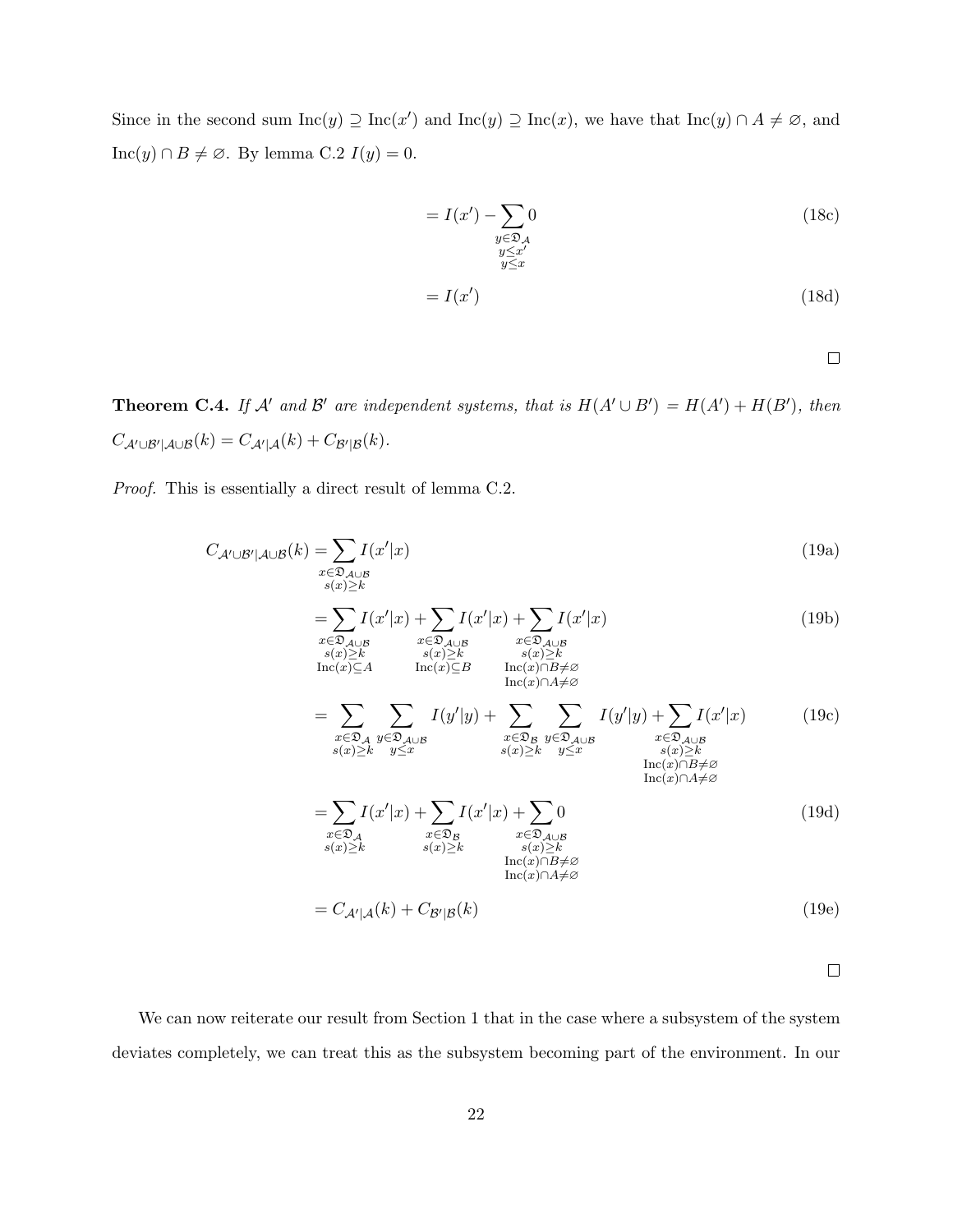Since in the second sum $\text{Inc}(y) \supseteq \text{Inc}(x')$ and $\text{Inc}(y) \supseteq \text{Inc}(x)$, we have that $\text{Inc}(y) \cap A \neq \varnothing$, and $\text{Inc}(y) \cap B \neq \varnothing$. By lemma C.2 $I(y) = 0$.

$$= I(x') - \sum_{\substack{y \in \mathfrak{D}_{\mathcal{A}} \\ y \leq x' \\ y \leq x}} 0 \tag{18c}$$

$$= I(x') \tag{18d}$$

□

**Theorem C.4.** *If $\mathcal{A}'$ and $\mathcal{B}'$ are independent systems, that is $H(A' \cup B') = H(A') + H(B')$, then $C_{\mathcal{A}' \cup \mathcal{B}' | \mathcal{A} \cup \mathcal{B}}(k) = C_{\mathcal{A}'|\mathcal{A}}(k) + C_{\mathcal{B}'|\mathcal{B}}(k)$.*

*Proof.* This is essentially a direct result of lemma C.2.

$$C_{\mathcal{A}' \cup \mathcal{B}' | \mathcal{A} \cup \mathcal{B}}(k) = \sum_{\substack{x \in \mathfrak{D}_{\mathcal{A} \cup \mathcal{B}} \\ s(x) \geq k}} I(x'|x) \tag{19a}$$

$$= \sum_{\substack{x \in \mathfrak{D}_{\mathcal{A} \cup \mathcal{B}} \\ s(x) \geq k \\ \text{Inc}(x) \subseteq A}} I(x'|x) + \sum_{\substack{x \in \mathfrak{D}_{\mathcal{A} \cup \mathcal{B}} \\ s(x) \geq k \\ \text{Inc}(x) \subseteq B}} I(x'|x) + \sum_{\substack{x \in \mathfrak{D}_{\mathcal{A} \cup \mathcal{B}} \\ s(x) \geq k \\ \text{Inc}(x) \cap B \neq \varnothing \\ \text{Inc}(x) \cap A \neq \varnothing}} I(x'|x) \tag{19b}$$

$$= \sum_{\substack{x \in \mathfrak{D}_{\mathcal{A}} \\ s(x) \geq k}} \sum_{\substack{y \in \mathfrak{D}_{\mathcal{A} \cup \mathcal{B}} \\ y \leq x}} I(y'|y) + \sum_{\substack{x \in \mathfrak{D}_{\mathcal{B}} \\ s(x) \geq k}} \sum_{\substack{y \in \mathfrak{D}_{\mathcal{A} \cup \mathcal{B}} \\ y \leq x}} I(y'|y) + \sum_{\substack{x \in \mathfrak{D}_{\mathcal{A} \cup \mathcal{B}} \\ s(x) \geq k \\ \text{Inc}(x) \cap B \neq \varnothing \\ \text{Inc}(x) \cap A \neq \varnothing}} I(x'|x) \tag{19c}$$

$$= \sum_{\substack{x \in \mathfrak{D}_{\mathcal{A}} \\ s(x) \geq k}} I(x'|x) + \sum_{\substack{x \in \mathfrak{D}_{\mathcal{B}} \\ s(x) \geq k}} I(x'|x) + \sum_{\substack{x \in \mathfrak{D}_{\mathcal{A} \cup \mathcal{B}} \\ s(x) \geq k \\ \text{Inc}(x) \cap B \neq \varnothing \\ \text{Inc}(x) \cap A \neq \varnothing}} 0 \tag{19d}$$

$$= C_{\mathcal{A}'|\mathcal{A}}(k) + C_{\mathcal{B}'|\mathcal{B}}(k) \tag{19e}$$

□

We can now reiterate our result from Section 1 that in the case where a subsystem of the system deviates completely, we can treat this as the subsystem becoming part of the environment. In our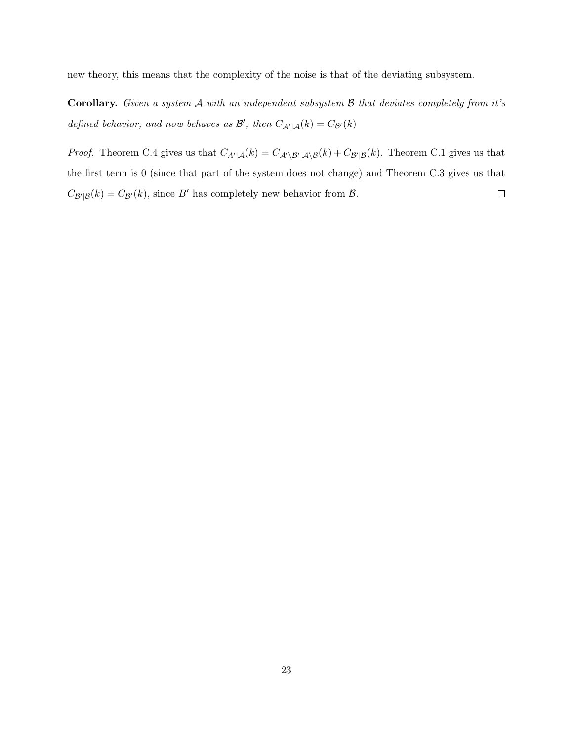new theory, this means that the complexity of the noise is that of the deviating subsystem.

**Corollary.** *Given a system $\mathcal{A}$ with an independent subsystem $\mathcal{B}$ that deviates completely from it's defined behavior, and now behaves as $\mathcal{B}'$, then $C_{\mathcal{A}'|\mathcal{A}}(k) = C_{\mathcal{B}'}(k)$*

*Proof.* Theorem C.4 gives us that $C_{\mathcal{A}'|\mathcal{A}}(k) = C_{\mathcal{A}'\setminus\mathcal{B}'|\mathcal{A}\setminus\mathcal{B}}(k) + C_{\mathcal{B}'|\mathcal{B}}(k)$. Theorem C.1 gives us that the first term is 0 (since that part of the system does not change) and Theorem C.3 gives us that $C_{\mathcal{B}'|\mathcal{B}}(k) = C_{\mathcal{B}'}(k)$, since $B'$ has completely new behavior from $\mathcal{B}$. □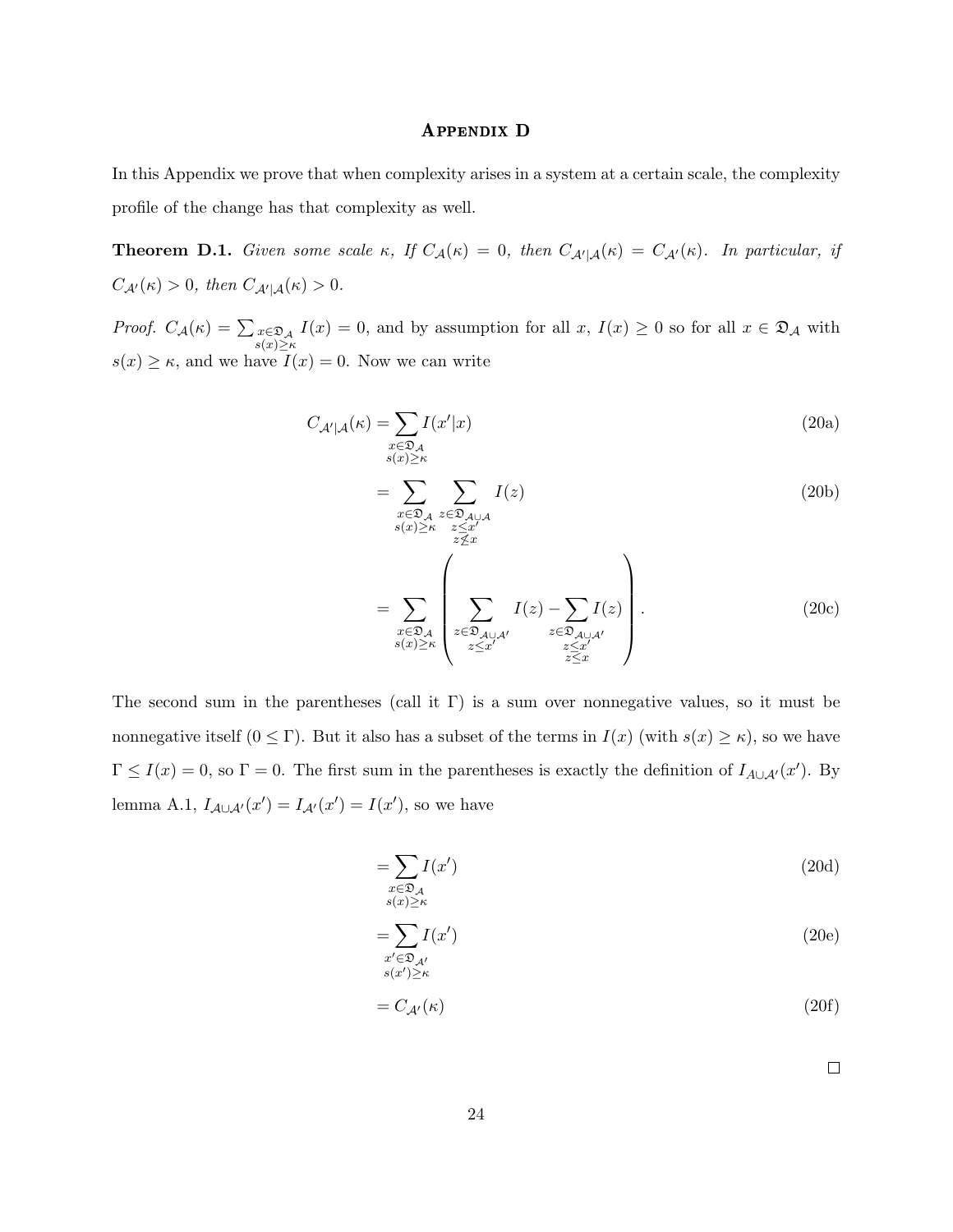# Appendix D

In this Appendix we prove that when complexity arises in a system at a certain scale, the complexity profile of the change has that complexity as well.

**Theorem D.1.** *Given some scale $\kappa$, If $C_{\mathcal{A}}(\kappa) = 0$, then $C_{\mathcal{A}'|\mathcal{A}}(\kappa) = C_{\mathcal{A}'}(\kappa)$. In particular, if $C_{\mathcal{A}'}(\kappa) > 0$, then $C_{\mathcal{A}'|\mathcal{A}}(\kappa) > 0$.*

*Proof.* $C_{\mathcal{A}}(\kappa) = \sum_{\substack{x \in \mathfrak{D}_{\mathcal{A}} \\ s(x) \geq \kappa}} I(x) = 0$, and by assumption for all $x$, $I(x) \geq 0$ so for all $x \in \mathfrak{D}_{\mathcal{A}}$ with $s(x) \geq \kappa$, and we have $I(x) = 0$. Now we can write

$$
\begin{aligned}
C_{\mathcal{A}'|\mathcal{A}}(\kappa) &= \sum_{\substack{x \in \mathfrak{D}_{\mathcal{A}} \\ s(x) \geq \kappa}} I(x'|x) && \text{(20a)} \\
&= \sum_{\substack{x \in \mathfrak{D}_{\mathcal{A}} \\ s(x) \geq \kappa}} \sum_{\substack{z \in \mathfrak{D}_{\mathcal{A} \cup \mathcal{A}} \\ z \leq x' \\ z \nleq x}} I(z) && \text{(20b)} \\
&= \sum_{\substack{x \in \mathfrak{D}_{\mathcal{A}} \\ s(x) \geq \kappa}} \left( \sum_{\substack{z \in \mathfrak{D}_{\mathcal{A} \cup \mathcal{A}'} \\ z \leq x'}} I(z) - \sum_{\substack{z \in \mathfrak{D}_{\mathcal{A} \cup \mathcal{A}'} \\ z \leq x' \\ z \leq x}} I(z) \right). && \text{(20c)}
\end{aligned}
$$

The second sum in the parentheses (call it $\Gamma$) is a sum over nonnegative values, so it must be nonnegative itself ($0 \leq \Gamma$). But it also has a subset of the terms in $I(x)$ (with $s(x) \geq \kappa$), so we have $\Gamma \leq I(x) = 0$, so $\Gamma = 0$. The first sum in the parentheses is exactly the definition of $I_{\mathcal{A} \cup \mathcal{A}'}(x')$. By lemma A.1, $I_{\mathcal{A} \cup \mathcal{A}'}(x') = I_{\mathcal{A}'}(x') = I(x')$, so we have

$$
\begin{aligned}
&= \sum_{\substack{x \in \mathfrak{D}_{\mathcal{A}} \\ s(x) \geq \kappa}} I(x') && \text{(20d)} \\
&= \sum_{\substack{x' \in \mathfrak{D}_{\mathcal{A}'} \\ s(x') \geq \kappa}} I(x') && \text{(20e)} \\
&= C_{\mathcal{A}'}(\kappa) && \text{(20f)}
\end{aligned}
$$

□